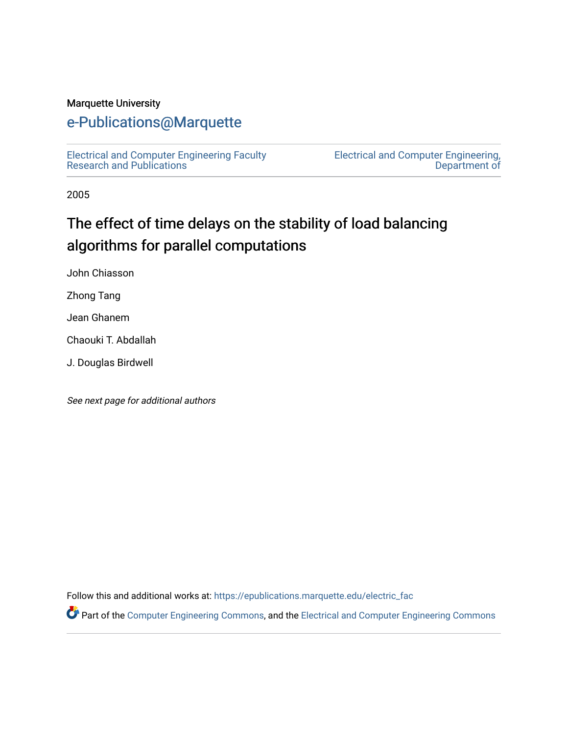Marquette University

# e-Publications@Marquette

Electrical and Computer Engineering Faculty Research and Publications

Electrical and Computer Engineering, Department of

2005

## The effect of time delays on the stability of load balancing algorithms for parallel computations

John Chiasson

Zhong Tang

Jean Ghanem

Chaouki T. Abdallah

J. Douglas Birdwell

*See next page for additional authors*

Follow this and additional works at: https://epublications.marquette.edu/electric_fac

Part of the Computer Engineering Commons, and the Electrical and Computer Engineering Commons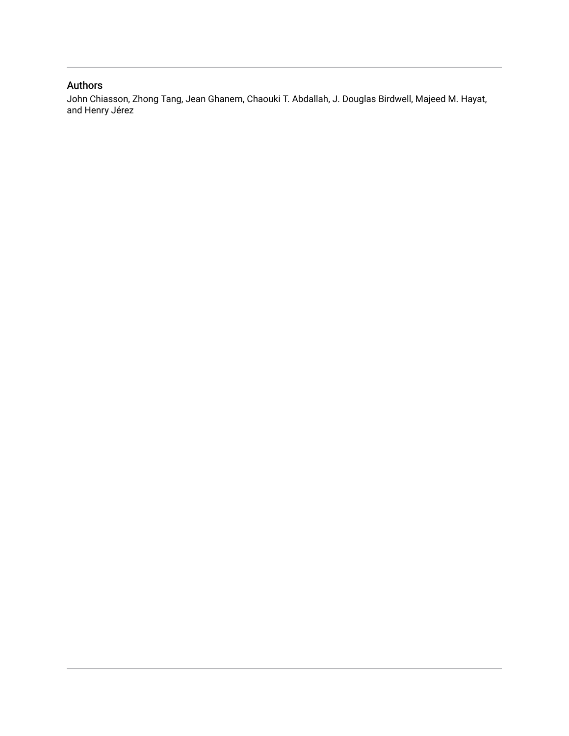## Authors

John Chiasson, Zhong Tang, Jean Ghanem, Chaouki T. Abdallah, J. Douglas Birdwell, Majeed M. Hayat, and Henry Jérez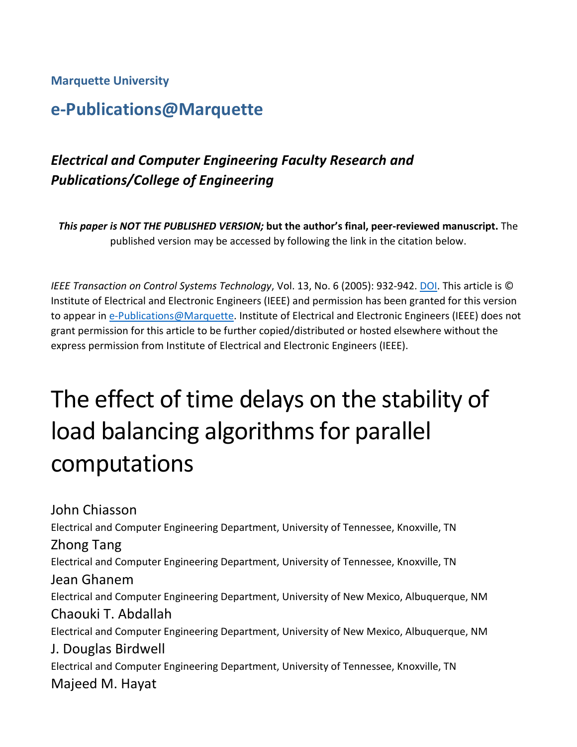**Marquette University**

## e-Publications@Marquette

### *Electrical and Computer Engineering Faculty Research and Publications/College of Engineering*

***This paper is NOT THE PUBLISHED VERSION;* but the author's final, peer-reviewed manuscript.** The published version may be accessed by following the link in the citation below.

*IEEE Transaction on Control Systems Technology*, Vol. 13, No. 6 (2005): 932-942. DOI. This article is © Institute of Electrical and Electronic Engineers (IEEE) and permission has been granted for this version to appear in e-Publications@Marquette. Institute of Electrical and Electronic Engineers (IEEE) does not grant permission for this article to be further copied/distributed or hosted elsewhere without the express permission from Institute of Electrical and Electronic Engineers (IEEE).

# The effect of time delays on the stability of load balancing algorithms for parallel computations

John Chiasson
Electrical and Computer Engineering Department, University of Tennessee, Knoxville, TN

Zhong Tang
Electrical and Computer Engineering Department, University of Tennessee, Knoxville, TN

Jean Ghanem
Electrical and Computer Engineering Department, University of New Mexico, Albuquerque, NM

Chaouki T. Abdallah
Electrical and Computer Engineering Department, University of New Mexico, Albuquerque, NM

J. Douglas Birdwell
Electrical and Computer Engineering Department, University of Tennessee, Knoxville, TN

Majeed M. Hayat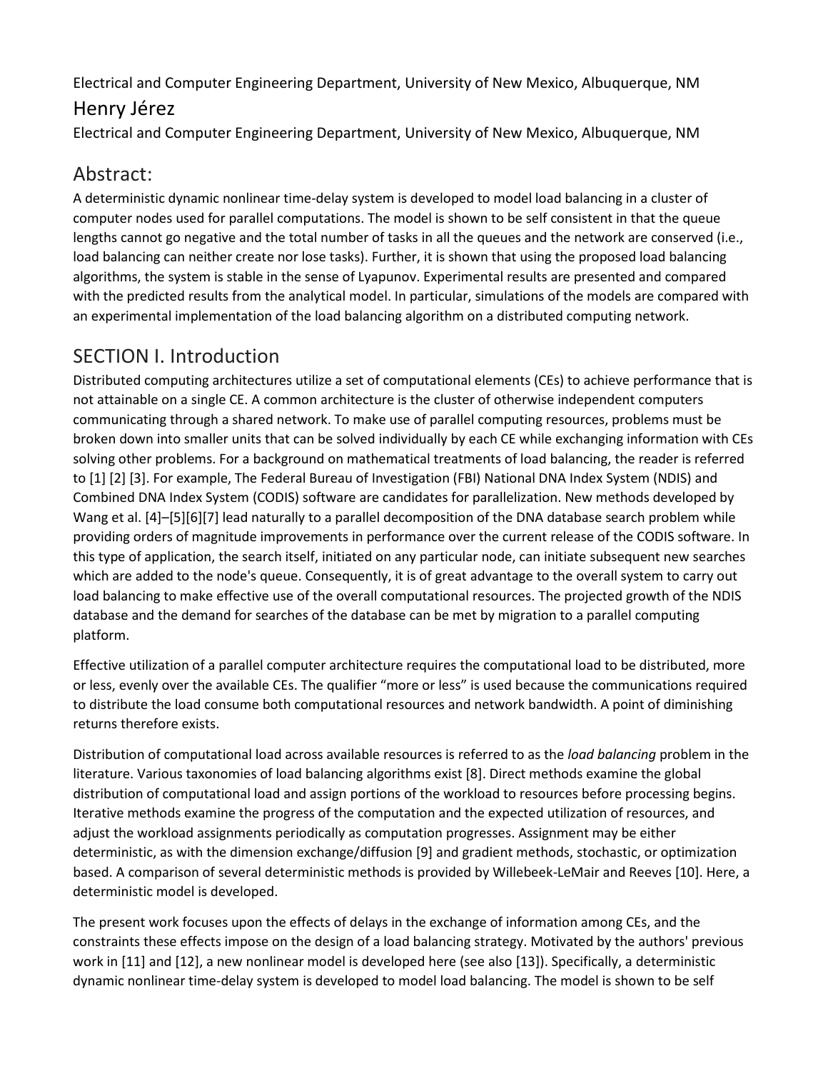Electrical and Computer Engineering Department, University of New Mexico, Albuquerque, NM

## Henry Jérez

Electrical and Computer Engineering Department, University of New Mexico, Albuquerque, NM

## Abstract:

A deterministic dynamic nonlinear time-delay system is developed to model load balancing in a cluster of computer nodes used for parallel computations. The model is shown to be self consistent in that the queue lengths cannot go negative and the total number of tasks in all the queues and the network are conserved (i.e., load balancing can neither create nor lose tasks). Further, it is shown that using the proposed load balancing algorithms, the system is stable in the sense of Lyapunov. Experimental results are presented and compared with the predicted results from the analytical model. In particular, simulations of the models are compared with an experimental implementation of the load balancing algorithm on a distributed computing network.

## SECTION I. Introduction

Distributed computing architectures utilize a set of computational elements (CEs) to achieve performance that is not attainable on a single CE. A common architecture is the cluster of otherwise independent computers communicating through a shared network. To make use of parallel computing resources, problems must be broken down into smaller units that can be solved individually by each CE while exchanging information with CEs solving other problems. For a background on mathematical treatments of load balancing, the reader is referred to [1] [2] [3]. For example, The Federal Bureau of Investigation (FBI) National DNA Index System (NDIS) and Combined DNA Index System (CODIS) software are candidates for parallelization. New methods developed by Wang et al. [4]–[5][6][7] lead naturally to a parallel decomposition of the DNA database search problem while providing orders of magnitude improvements in performance over the current release of the CODIS software. In this type of application, the search itself, initiated on any particular node, can initiate subsequent new searches which are added to the node's queue. Consequently, it is of great advantage to the overall system to carry out load balancing to make effective use of the overall computational resources. The projected growth of the NDIS database and the demand for searches of the database can be met by migration to a parallel computing platform.

Effective utilization of a parallel computer architecture requires the computational load to be distributed, more or less, evenly over the available CEs. The qualifier "more or less" is used because the communications required to distribute the load consume both computational resources and network bandwidth. A point of diminishing returns therefore exists.

Distribution of computational load across available resources is referred to as the *load balancing* problem in the literature. Various taxonomies of load balancing algorithms exist [8]. Direct methods examine the global distribution of computational load and assign portions of the workload to resources before processing begins. Iterative methods examine the progress of the computation and the expected utilization of resources, and adjust the workload assignments periodically as computation progresses. Assignment may be either deterministic, as with the dimension exchange/diffusion [9] and gradient methods, stochastic, or optimization based. A comparison of several deterministic methods is provided by Willebeek-LeMair and Reeves [10]. Here, a deterministic model is developed.

The present work focuses upon the effects of delays in the exchange of information among CEs, and the constraints these effects impose on the design of a load balancing strategy. Motivated by the authors' previous work in [11] and [12], a new nonlinear model is developed here (see also [13]). Specifically, a deterministic dynamic nonlinear time-delay system is developed to model load balancing. The model is shown to be self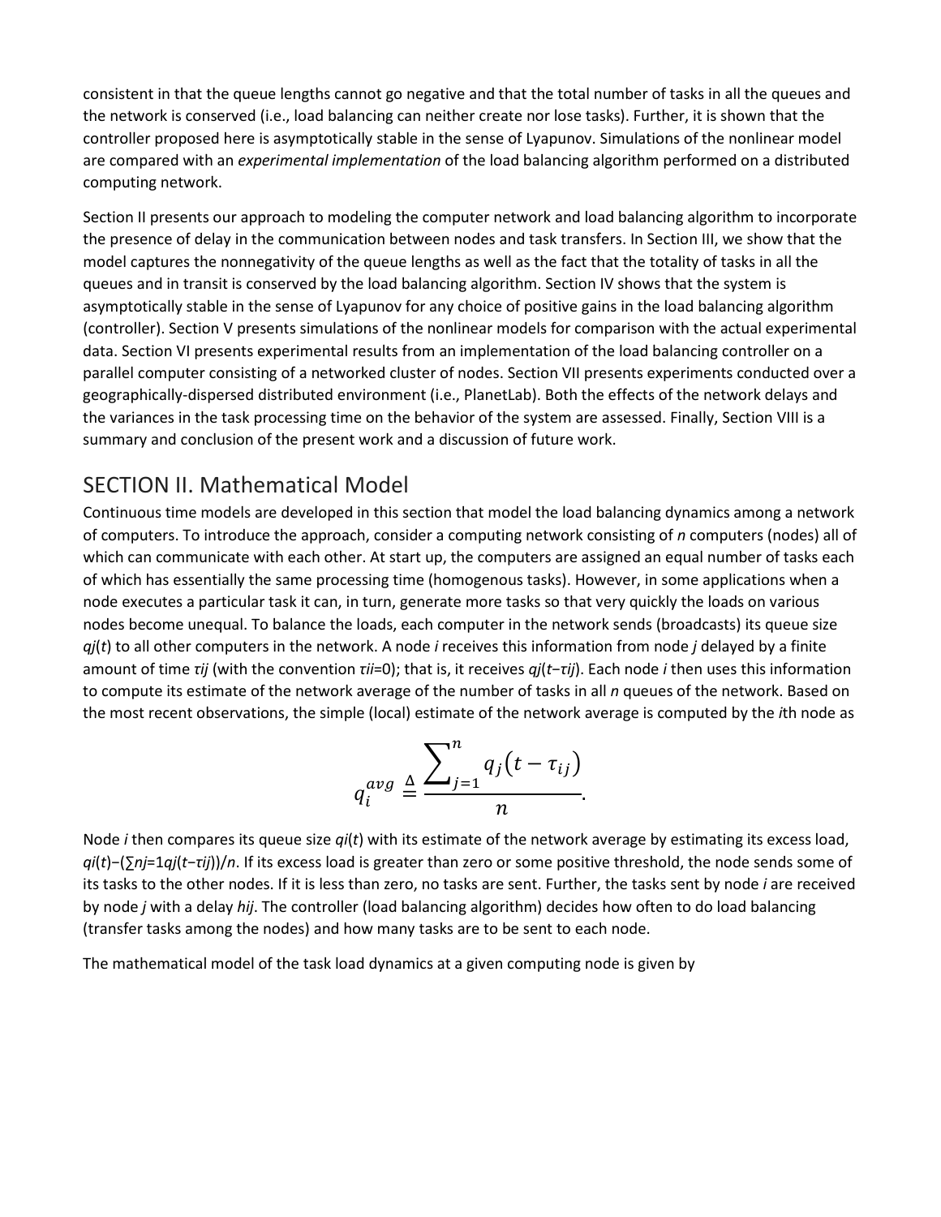consistent in that the queue lengths cannot go negative and that the total number of tasks in all the queues and the network is conserved (i.e., load balancing can neither create nor lose tasks). Further, it is shown that the controller proposed here is asymptotically stable in the sense of Lyapunov. Simulations of the nonlinear model are compared with an *experimental implementation* of the load balancing algorithm performed on a distributed computing network.

Section II presents our approach to modeling the computer network and load balancing algorithm to incorporate the presence of delay in the communication between nodes and task transfers. In Section III, we show that the model captures the nonnegativity of the queue lengths as well as the fact that the totality of tasks in all the queues and in transit is conserved by the load balancing algorithm. Section IV shows that the system is asymptotically stable in the sense of Lyapunov for any choice of positive gains in the load balancing algorithm (controller). Section V presents simulations of the nonlinear models for comparison with the actual experimental data. Section VI presents experimental results from an implementation of the load balancing controller on a parallel computer consisting of a networked cluster of nodes. Section VII presents experiments conducted over a geographically-dispersed distributed environment (i.e., PlanetLab). Both the effects of the network delays and the variances in the task processing time on the behavior of the system are assessed. Finally, Section VIII is a summary and conclusion of the present work and a discussion of future work.

## SECTION II. Mathematical Model

Continuous time models are developed in this section that model the load balancing dynamics among a network of computers. To introduce the approach, consider a computing network consisting of $n$ computers (nodes) all of which can communicate with each other. At start up, the computers are assigned an equal number of tasks each of which has essentially the same processing time (homogenous tasks). However, in some applications when a node executes a particular task it can, in turn, generate more tasks so that very quickly the loads on various nodes become unequal. To balance the loads, each computer in the network sends (broadcasts) its queue size $q_j(t)$ to all other computers in the network. A node $i$ receives this information from node $j$ delayed by a finite amount of time $\tau_{ij}$ (with the convention $\tau_{ii}=0$); that is, it receives $q_j(t-\tau_{ij})$. Each node $i$ then uses this information to compute its estimate of the network average of the number of tasks in all $n$ queues of the network. Based on the most recent observations, the simple (local) estimate of the network average is computed by the $i$th node as

$$q_i^{avg} \triangleq \frac{\sum_{j=1}^{n} q_j(t-\tau_{ij})}{n}.$$

Node $i$ then compares its queue size $q_i(t)$ with its estimate of the network average by estimating its excess load, $q_i(t)-(\sum_{j=1}^{n} q_j(t-\tau_{ij}))/n$. If its excess load is greater than zero or some positive threshold, the node sends some of its tasks to the other nodes. If it is less than zero, no tasks are sent. Further, the tasks sent by node $i$ are received by node $j$ with a delay $h_{ij}$. The controller (load balancing algorithm) decides how often to do load balancing (transfer tasks among the nodes) and how many tasks are to be sent to each node.

The mathematical model of the task load dynamics at a given computing node is given by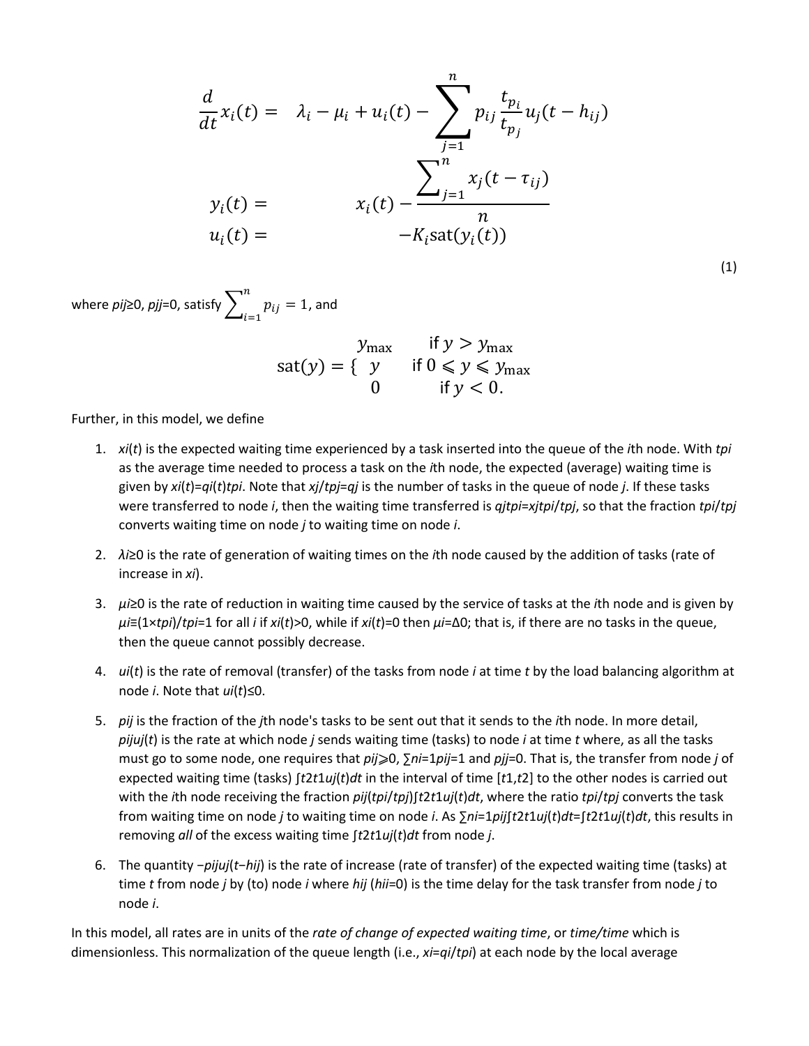$$
\begin{aligned}
\frac{d}{dt}x_i(t) = &\quad \lambda_i - \mu_i + u_i(t) - \sum_{j=1}^{n} p_{ij} \frac{t_{p_i}}{t_{p_j}} u_j(t - h_{ij}) \\
y_i(t) = &\quad x_i(t) - \frac{\sum_{j=1}^{n} x_j(t - \tau_{ij})}{n} \\
u_i(t) = &\quad -K_i \text{sat}(y_i(t))
\end{aligned}
\tag{1}
$$

where $p_{ij} \geq 0$, $p_{jj} = 0$, satisfy $\sum_{i=1}^{n} p_{ij} = 1$, and

$$
\text{sat}(y) = \begin{cases} y_{\max} & \text{if } y > y_{\max} \\ y & \text{if } 0 \leqslant y \leqslant y_{\max} \\ 0 & \text{if } y < 0. \end{cases}
$$

Further, in this model, we define

1. $x_i(t)$ is the expected waiting time experienced by a task inserted into the queue of the $i$th node. With $t_{pi}$ as the average time needed to process a task on the $i$th node, the expected (average) waiting time is given by $x_i(t) = q_i(t) t_{pi}$. Note that $x_j/t_{pj} = q_j$ is the number of tasks in the queue of node $j$. If these tasks were transferred to node $i$, then the waiting time transferred is $q_j t_{pi} = x_j t_{pi}/t_{pj}$, so that the fraction $t_{pi}/t_{pj}$ converts waiting time on node $j$ to waiting time on node $i$.
2. $\lambda_i \geq 0$ is the rate of generation of waiting times on the $i$th node caused by the addition of tasks (rate of increase in $x_i$).
3. $\mu_i \geq 0$ is the rate of reduction in waiting time caused by the service of tasks at the $i$th node and is given by $\mu_i \equiv (1 \times t_{pi})/t_{pi} = 1$ for all $i$ if $x_i(t) > 0$, while if $x_i(t) = 0$ then $\mu_i = \Delta 0$; that is, if there are no tasks in the queue, then the queue cannot possibly decrease.
4. $u_i(t)$ is the rate of removal (transfer) of the tasks from node $i$ at time $t$ by the load balancing algorithm at node $i$. Note that $u_i(t) \leq 0$.
5. $p_{ij}$ is the fraction of the $j$th node's tasks to be sent out that it sends to the $i$th node. In more detail, $p_{ij} u_j(t)$ is the rate at which node $j$ sends waiting time (tasks) to node $i$ at time $t$ where, as all the tasks must go to some node, one requires that $p_{ij} \geqslant 0$, $\sum_{i=1}^{n} p_{ij} = 1$ and $p_{jj} = 0$. That is, the transfer from node $j$ of expected waiting time (tasks) $\int_{t_1}^{t_2} u_j(t) dt$ in the interval of time $[t_1, t_2]$ to the other nodes is carried out with the $i$th node receiving the fraction $p_{ij}(t_{pi}/t_{pj}) \int_{t_1}^{t_2} u_j(t) dt$, where the ratio $t_{pi}/t_{pj}$ converts the task from waiting time on node $j$ to waiting time on node $i$. As $\sum_{i=1}^{n} p_{ij} \int_{t_1}^{t_2} u_j(t) dt = \int_{t_1}^{t_2} u_j(t) dt$, this results in removing *all* of the excess waiting time $\int_{t_1}^{t_2} u_j(t) dt$ from node $j$.
6. The quantity $-p_{ij} u_j(t - h_{ij})$ is the rate of increase (rate of transfer) of the expected waiting time (tasks) at time $t$ from node $j$ by (to) node $i$ where $h_{ij}$ ($h_{ii} = 0$) is the time delay for the task transfer from node $j$ to node $i$.

In this model, all rates are in units of the *rate of change of expected waiting time*, or *time/time* which is dimensionless. This normalization of the queue length (i.e., $x_i = q_i/t_{pi}$) at each node by the local average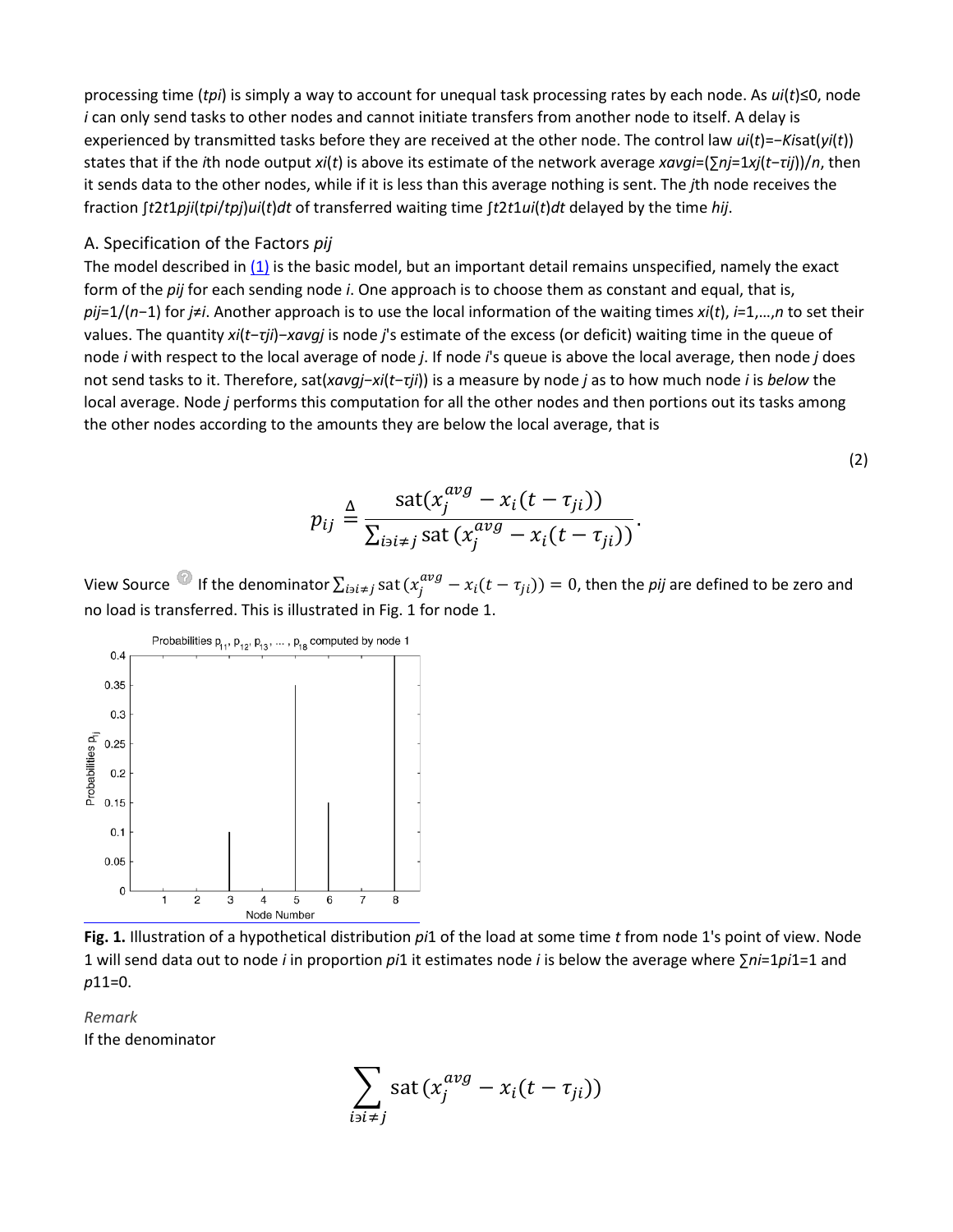processing time ($t_{pi}$) is simply a way to account for unequal task processing rates by each node. As $u_i(t) \leq 0$, node $i$ can only send tasks to other nodes and cannot initiate transfers from another node to itself. A delay is experienced by transmitted tasks before they are received at the other node. The control law $u_i(t) = -K_i \mathrm{sat}(y_i(t))$ states that if the $i$th node output $x_i(t)$ is above its estimate of the network average $x_{avg\,i} = (\sum_{j=1}^{n} x_j(t - \tau_{ij}))/n$, then it sends data to the other nodes, while if it is less than this average nothing is sent. The $j$th node receives the fraction $\int_{t_1}^{t_2} p_{ji}(t_{pi}/t_{pj}) u_i(t) dt$ of transferred waiting time $\int_{t_1}^{t_2} u_i(t) dt$ delayed by the time $h_{ij}$.

## A. Specification of the Factors $p_{ij}$

The model described in (1) is the basic model, but an important detail remains unspecified, namely the exact form of the $p_{ij}$ for each sending node $i$. One approach is to choose them as constant and equal, that is, $p_{ij} = 1/(n-1)$ for $j \neq i$. Another approach is to use the local information of the waiting times $x_i(t)$, $i = 1, \ldots, n$ to set their values. The quantity $x_i(t - \tau_{ji}) - x_{avg\,j}$ is node $j$'s estimate of the excess (or deficit) waiting time in the queue of node $i$ with respect to the local average of node $j$. If node $i$'s queue is above the local average, then node $j$ does not send tasks to it. Therefore, $\mathrm{sat}(x_{avg\,j} - x_i(t - \tau_{ji}))$ is a measure by node $j$ as to how much node $i$ is *below* the local average. Node $j$ performs this computation for all the other nodes and then portions out its tasks among the other nodes according to the amounts they are below the local average, that is

$$p_{ij} \overset{\Delta}{=} \frac{\mathrm{sat}(x_j^{avg} - x_i(t - \tau_{ji}))}{\sum_{i \ni i \neq j} \mathrm{sat}\,(x_j^{avg} - x_i(t - \tau_{ji}))}. \tag{2}$$

View Source If the denominator $\sum_{i \ni i \neq j} \mathrm{sat}\,(x_j^{avg} - x_i(t - \tau_{ji})) = 0$, then the $p_{ij}$ are defined to be zero and no load is transferred. This is illustrated in Fig. 1 for node 1.

**Fig. 1.** Illustration of a hypothetical distribution $p_{i1}$ of the load at some time $t$ from node 1's point of view. Node 1 will send data out to node $i$ in proportion $p_{i1}$ it estimates node $i$ is below the average where $\sum_{i=1}^{n} p_{i1} = 1$ and $p_{11} = 0$.

*Remark*

If the denominator

$$\sum_{i \ni i \neq j} \mathrm{sat}\,(x_j^{avg} - x_i(t - \tau_{ji}))$$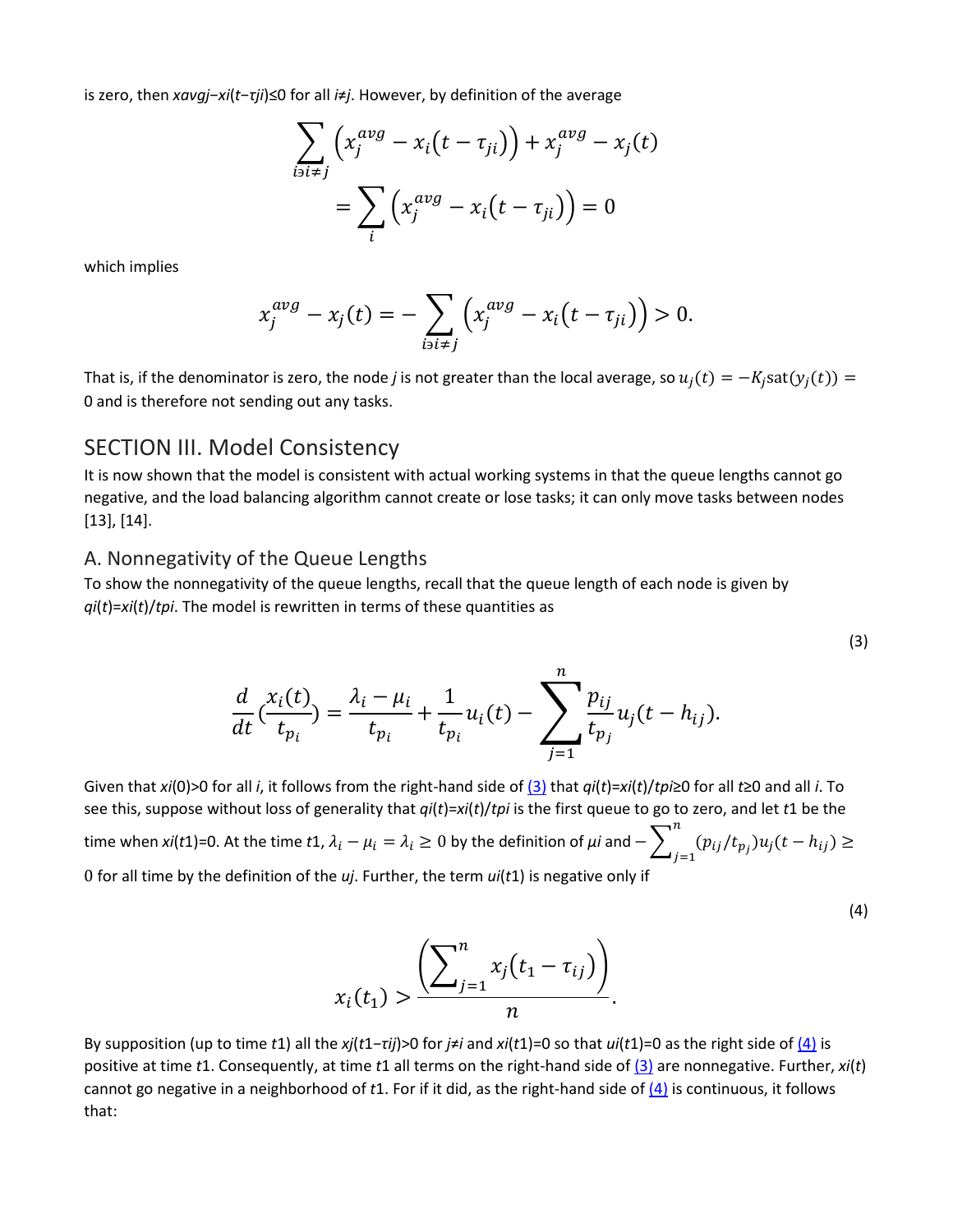is zero, then $x_j^{avg} - x_i(t-\tau_{ji}) \le 0$ for all $i \ne j$. However, by definition of the average

$$\sum_{i \ni i \neq j} \left(x_j^{avg} - x_i(t-\tau_{ji})\right) + x_j^{avg} - x_j(t) = \sum_{i} \left(x_j^{avg} - x_i(t-\tau_{ji})\right) = 0$$

which implies

$$x_j^{avg} - x_j(t) = -\sum_{i \ni i \neq j} \left(x_j^{avg} - x_i(t-\tau_{ji})\right) > 0.$$

That is, if the denominator is zero, the node $j$ is not greater than the local average, so $u_j(t) = -K_j \text{sat}(y_j(t)) = 0$ and is therefore not sending out any tasks.

## SECTION III. Model Consistency

It is now shown that the model is consistent with actual working systems in that the queue lengths cannot go negative, and the load balancing algorithm cannot create or lose tasks; it can only move tasks between nodes [13], [14].

### A. Nonnegativity of the Queue Lengths

To show the nonnegativity of the queue lengths, recall that the queue length of each node is given by $q_i(t) = x_i(t)/t_{p_i}$. The model is rewritten in terms of these quantities as

$$\frac{d}{dt}\left(\frac{x_i(t)}{t_{p_i}}\right) = \frac{\lambda_i - \mu_i}{t_{p_i}} + \frac{1}{t_{p_i}} u_i(t) - \sum_{j=1}^{n} \frac{p_{ij}}{t_{p_j}} u_j(t - h_{ij}). \tag{3}$$

Given that $x_i(0) > 0$ for all $i$, it follows from the right-hand side of (3) that $q_i(t) = x_i(t)/t_{p_i} \ge 0$ for all $t \ge 0$ and all $i$. To see this, suppose without loss of generality that $q_i(t) = x_i(t)/t_{p_i}$ is the first queue to go to zero, and let $t_1$ be the time when $x_i(t_1) = 0$. At the time $t_1$, $\lambda_i - \mu_i = \lambda_i \ge 0$ by the definition of $\mu_i$ and $-\sum_{j=1}^{n} (p_{ij}/t_{p_j}) u_j(t - h_{ij}) \ge 0$ for all time by the definition of the $u_j$. Further, the term $u_i(t_1)$ is negative only if

$$x_i(t_1) > \frac{\left(\sum_{j=1}^{n} x_j(t_1 - \tau_{ij})\right)}{n}. \tag{4}$$

By supposition (up to time $t_1$) all the $x_j(t_1 - \tau_{ij}) > 0$ for $j \ne i$ and $x_i(t_1) = 0$ so that $u_i(t_1) = 0$ as the right side of (4) is positive at time $t_1$. Consequently, at time $t_1$ all terms on the right-hand side of (3) are nonnegative. Further, $x_i(t)$ cannot go negative in a neighborhood of $t_1$. For if it did, as the right-hand side of (4) is continuous, it follows that: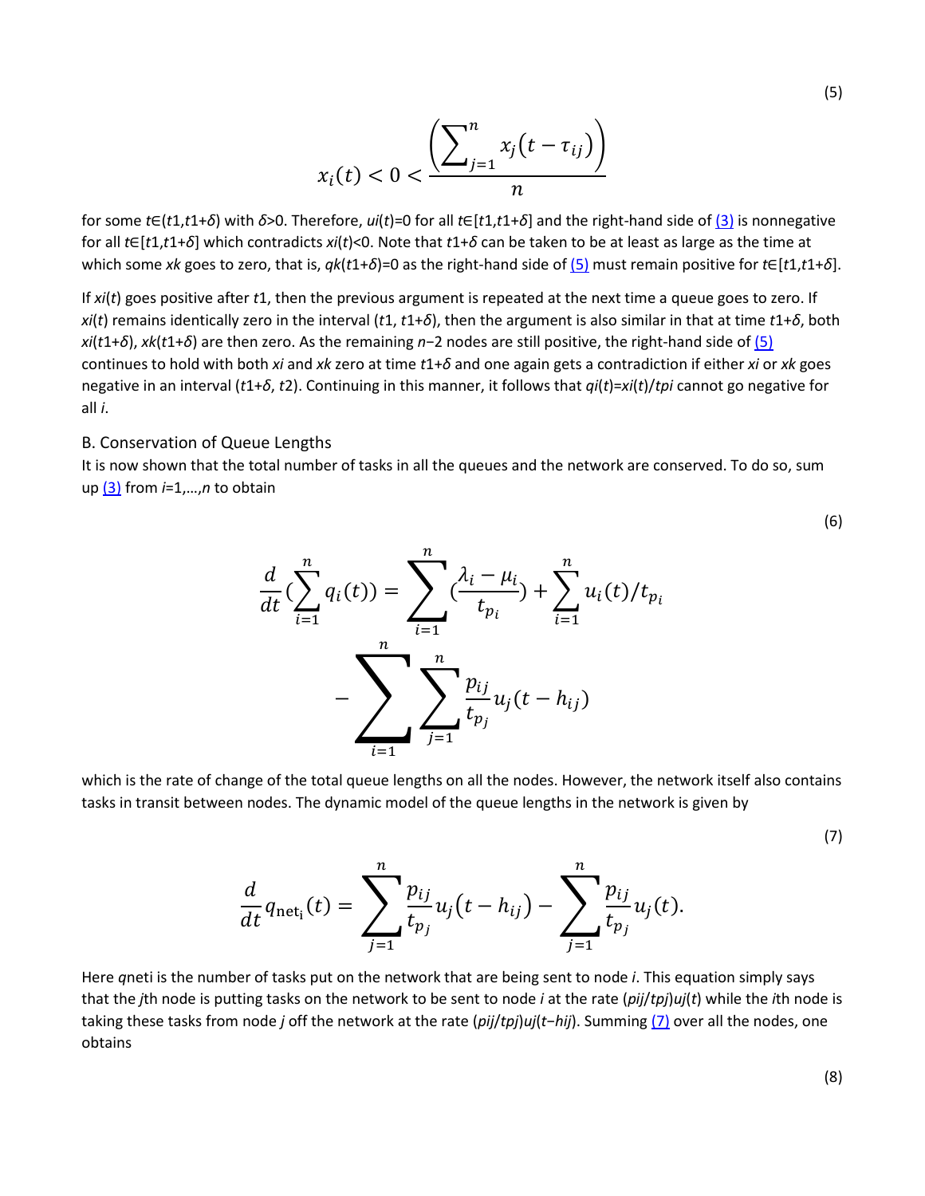$$x_i(t) < 0 < \frac{\left(\sum_{j=1}^{n} x_j(t - \tau_{ij})\right)}{n} \tag{5}$$

for some $t \in (t_1, t_1+\delta)$ with $\delta > 0$. Therefore, $u_i(t) = 0$ for all $t \in [t_1, t_1+\delta]$ and the right-hand side of (3) is nonnegative for all $t \in [t_1, t_1+\delta]$ which contradicts $x_i(t) < 0$. Note that $t_1+\delta$ can be taken to be at least as large as the time at which some $x_k$ goes to zero, that is, $q_k(t_1+\delta) = 0$ as the right-hand side of (5) must remain positive for $t \in [t_1, t_1+\delta]$.

If $x_i(t)$ goes positive after $t_1$, then the previous argument is repeated at the next time a queue goes to zero. If $x_i(t)$ remains identically zero in the interval $(t_1, t_1+\delta)$, then the argument is also similar in that at time $t_1+\delta$, both $x_i(t_1+\delta)$, $x_k(t_1+\delta)$ are then zero. As the remaining $n-2$ nodes are still positive, the right-hand side of (5) continues to hold with both $x_i$ and $x_k$ zero at time $t_1+\delta$ and one again gets a contradiction if either $x_i$ or $x_k$ goes negative in an interval $(t_1+\delta, t_2)$. Continuing in this manner, it follows that $q_i(t) = x_i(t)/t_{p_i}$ cannot go negative for all $i$.

### B. Conservation of Queue Lengths

It is now shown that the total number of tasks in all the queues and the network are conserved. To do so, sum up (3) from $i = 1, \ldots, n$ to obtain

$$\frac{d}{dt}\left(\sum_{i=1}^{n} q_i(t)\right) = \sum_{i=1}^{n}\left(\frac{\lambda_i - \mu_i}{t_{p_i}}\right) + \sum_{i=1}^{n} u_i(t)/t_{p_i} - \sum_{i=1}^{n}\sum_{j=1}^{n} \frac{p_{ij}}{t_{p_j}} u_j(t - h_{ij}) \tag{6}$$

which is the rate of change of the total queue lengths on all the nodes. However, the network itself also contains tasks in transit between nodes. The dynamic model of the queue lengths in the network is given by

$$\frac{d}{dt} q_{\text{net}_i}(t) = \sum_{j=1}^{n} \frac{p_{ij}}{t_{p_j}} u_j(t - h_{ij}) - \sum_{j=1}^{n} \frac{p_{ij}}{t_{p_j}} u_j(t). \tag{7}$$

Here $q_{\text{net}_i}$ is the number of tasks put on the network that are being sent to node $i$. This equation simply says that the $j$th node is putting tasks on the network to be sent to node $i$ at the rate $(p_{ij}/t_{p_j})u_j(t)$ while the $i$th node is taking these tasks from node $j$ off the network at the rate $(p_{ij}/t_{p_j})u_j(t-h_{ij})$. Summing (7) over all the nodes, one obtains

(8)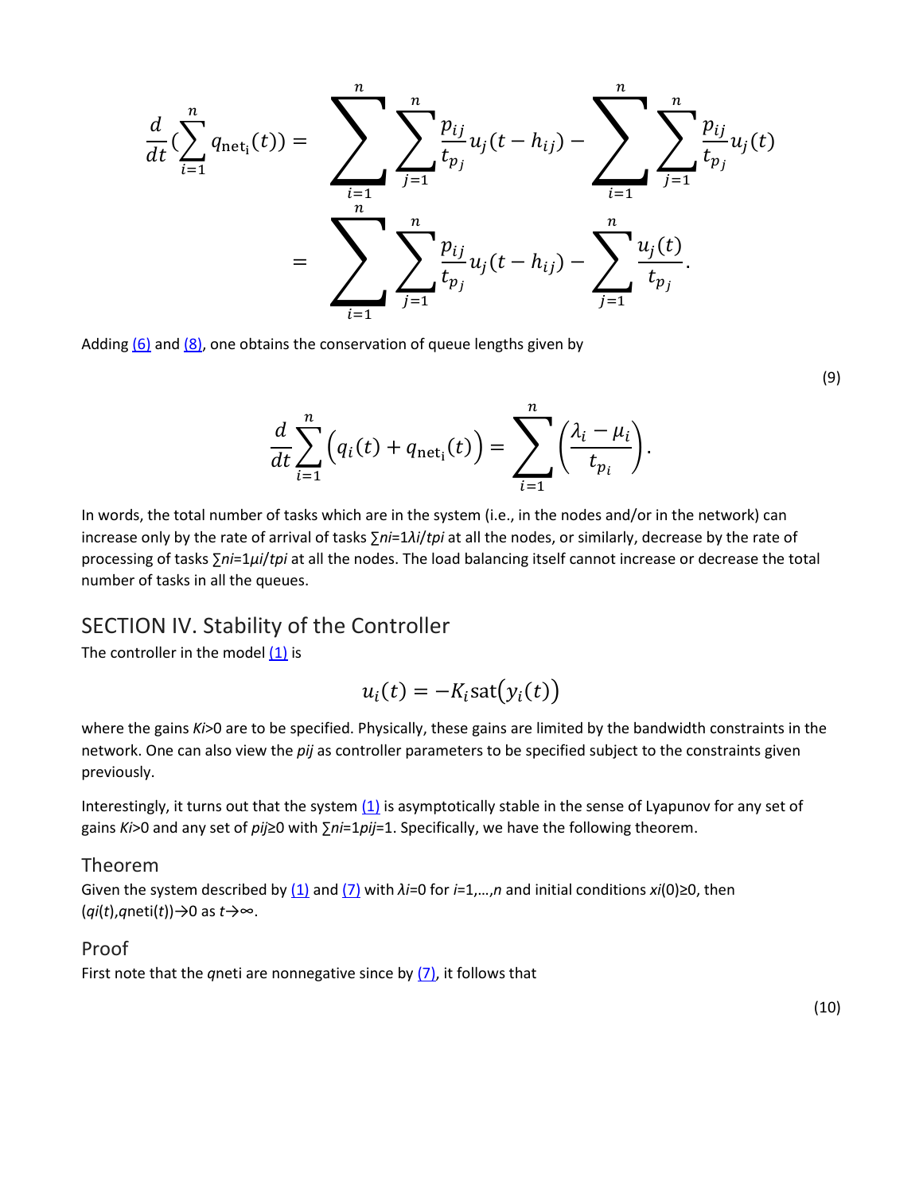$$\frac{d}{dt}\left(\sum_{i=1}^{n} q_{\text{net}_i}(t)\right) = \sum_{i=1}^{n}\sum_{j=1}^{n}\frac{p_{ij}}{t_{p_j}}u_j(t-h_{ij}) - \sum_{i=1}^{n}\sum_{j=1}^{n}\frac{p_{ij}}{t_{p_j}}u_j(t)$$

$$= \sum_{i=1}^{n}\sum_{j=1}^{n}\frac{p_{ij}}{t_{p_j}}u_j(t-h_{ij}) - \sum_{j=1}^{n}\frac{u_j(t)}{t_{p_j}}.$$

Adding (6) and (8), one obtains the conservation of queue lengths given by

$$\frac{d}{dt}\sum_{i=1}^{n}\left(q_i(t) + q_{\text{net}_i}(t)\right) = \sum_{i=1}^{n}\left(\frac{\lambda_i - \mu_i}{t_{p_i}}\right). \tag{9}$$

In words, the total number of tasks which are in the system (i.e., in the nodes and/or in the network) can increase only by the rate of arrival of tasks $\sum_{i=1}^{n}\lambda_i/t_{p_i}$ at all the nodes, or similarly, decrease by the rate of processing of tasks $\sum_{i=1}^{n}\mu_i/t_{p_i}$ at all the nodes. The load balancing itself cannot increase or decrease the total number of tasks in all the queues.

## SECTION IV. Stability of the Controller

The controller in the model (1) is

$$u_i(t) = -K_i \operatorname{sat}\left(y_i(t)\right)$$

where the gains $K_i>0$ are to be specified. Physically, these gains are limited by the bandwidth constraints in the network. One can also view the $p_{ij}$ as controller parameters to be specified subject to the constraints given previously.

Interestingly, it turns out that the system (1) is asymptotically stable in the sense of Lyapunov for any set of gains $K_i>0$ and any set of $p_{ij}\geq 0$ with $\sum_{i=1}^{n}p_{ij}=1$. Specifically, we have the following theorem.

### Theorem

Given the system described by (1) and (7) with $\lambda_i=0$ for $i=1,\ldots,n$ and initial conditions $x_i(0)\geq 0$, then $(q_i(t), q_{\text{net}_i}(t))\to 0$ as $t\to\infty$.

### Proof

First note that the $q_{\text{net}_i}$ are nonnegative since by (7), it follows that

(10)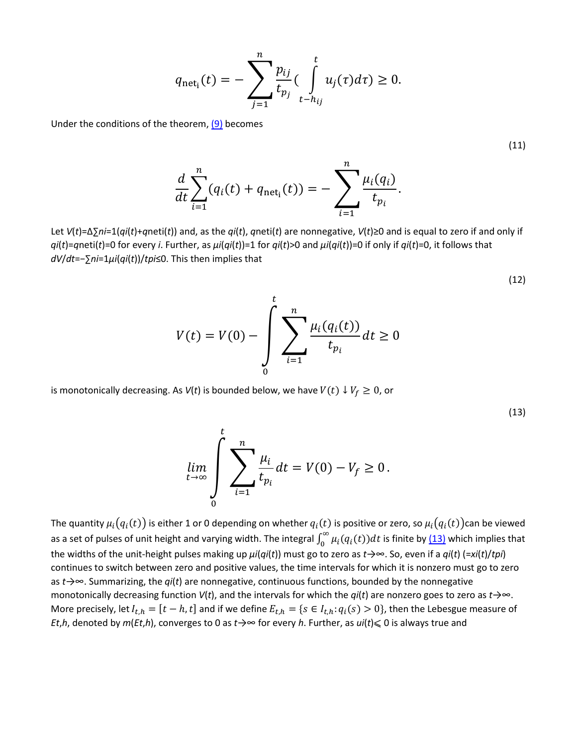$$q_{\mathrm{net_i}}(t) = -\sum_{j=1}^{n} \frac{p_{ij}}{t_{p_j}} \left( \int_{t-h_{ij}}^{t} u_j(\tau) d\tau \right) \geq 0.$$

Under the conditions of the theorem, (9) becomes

$$\frac{d}{dt} \sum_{i=1}^{n} (q_i(t) + q_{\mathrm{net_i}}(t)) = -\sum_{i=1}^{n} \frac{\mu_i(q_i)}{t_{p_i}}. \tag{11}$$

Let $V(t) \triangleq \sum_{i=1}^{n} (q_i(t) + q_{\mathrm{net}i}(t))$ and, as the $q_i(t)$, $q_{\mathrm{net}i}(t)$ are nonnegative, $V(t) \geq 0$ and is equal to zero if and only if $q_i(t) = q_{\mathrm{net}i}(t) = 0$ for every $i$. Further, as $\mu_i(q_i(t)) = 1$ for $q_i(t) > 0$ and $\mu_i(q_i(t)) = 0$ if only if $q_i(t) = 0$, it follows that $dV/dt = -\sum_{i=1}^{n} \mu_i(q_i(t))/t_{pi} \leq 0$. This then implies that

$$V(t) = V(0) - \int_{0}^{t} \sum_{i=1}^{n} \frac{\mu_i(q_i(t))}{t_{p_i}} dt \geq 0 \tag{12}$$

is monotonically decreasing. As $V(t)$ is bounded below, we have $V(t) \downarrow V_f \geq 0$, or

$$\lim_{t \to \infty} \int_{0}^{t} \sum_{i=1}^{n} \frac{\mu_i}{t_{p_i}} dt = V(0) - V_f \geq 0\,. \tag{13}$$

The quantity $\mu_i(q_i(t))$ is either 1 or 0 depending on whether $q_i(t)$ is positive or zero, so $\mu_i(q_i(t))$ can be viewed as a set of pulses of unit height and varying width. The integral $\int_0^\infty \mu_i(q_i(t)) dt$ is finite by (13) which implies that the widths of the unit-height pulses making up $\mu_i(q_i(t))$ must go to zero as $t \to \infty$. So, even if a $q_i(t)$ ($= x_i(t)/t_{pi}$) continues to switch between zero and positive values, the time intervals for which it is nonzero must go to zero as $t \to \infty$. Summarizing, the $q_i(t)$ are nonnegative, continuous functions, bounded by the nonnegative monotonically decreasing function $V(t)$, and the intervals for which the $q_i(t)$ are nonzero goes to zero as $t \to \infty$. More precisely, let $I_{t,h} = [t-h, t]$ and if we define $E_{t,h} = \{s \in I_{t,h} : q_i(s) > 0\}$, then the Lebesgue measure of $E_{t,h}$, denoted by $m(E_{t,h})$, converges to 0 as $t \to \infty$ for every $h$. Further, as $u_i(t) \leqslant 0$ is always true and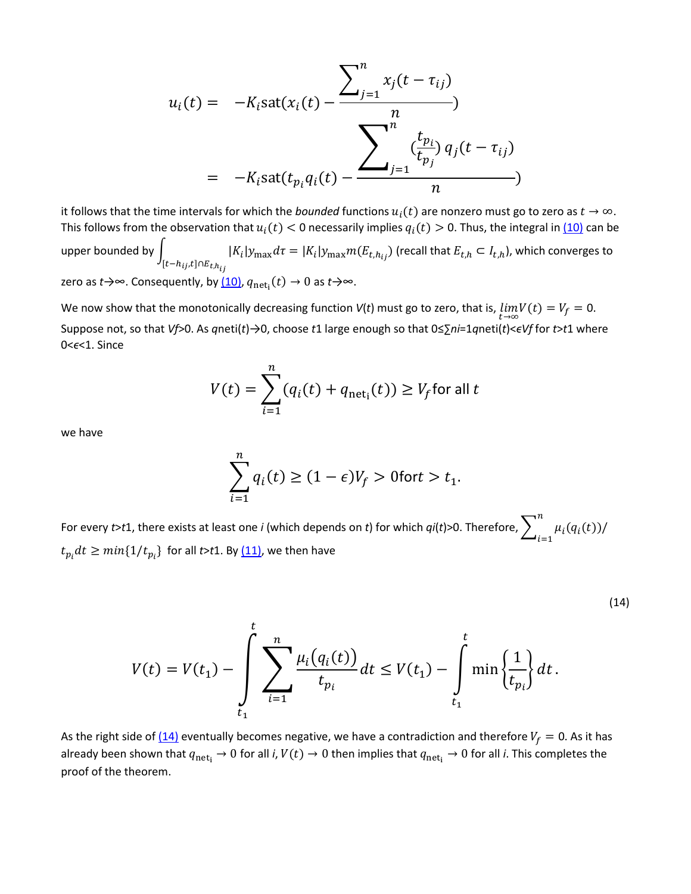$$u_i(t) = -K_i \text{sat}(x_i(t) - \frac{\sum_{j=1}^{n} x_j(t-\tau_{ij})}{n})$$
$$= -K_i \text{sat}(t_{p_i} q_i(t) - \frac{\sum_{j=1}^{n} (\frac{t_{p_i}}{t_{p_j}}) q_j(t-\tau_{ij})}{n})$$

it follows that the time intervals for which the *bounded* functions $u_i(t)$ are nonzero must go to zero as $t \to \infty$. This follows from the observation that $u_i(t) < 0$ necessarily implies $q_i(t) > 0$. Thus, the integral in (10) can be upper bounded by $\int_{[t-h_{ij},t]\cap E_{t,h_{ij}}} |K_i| y_{\max} d\tau = |K_i| y_{\max} m(E_{t,h_{ij}})$ (recall that $E_{t,h} \subset I_{t,h}$), which converges to zero as $t\to\infty$. Consequently, by (10), $q_{\text{net}_i}(t) \to 0$ as $t\to\infty$.

We now show that the monotonically decreasing function $V(t)$ must go to zero, that is, $\lim_{t\to\infty} V(t) = V_f = 0$. Suppose not, so that $V_f>0$. As $q_{\text{net}_i}(t)\to 0$, choose $t_1$ large enough so that $0\leq\sum_{i=1}^{n} q_{\text{net}_i}(t)<\epsilon V_f$ for $t>t_1$ where $0<\epsilon<1$. Since

$$V(t) = \sum_{i=1}^{n} (q_i(t) + q_{\text{net}_i}(t)) \geq V_f \text{ for all } t$$

we have

$$\sum_{i=1}^{n} q_i(t) \geq (1-\epsilon)V_f > 0 \text{ for } t > t_1.$$

For every $t>t_1$, there exists at least one $i$ (which depends on $t$) for which $q_i(t)>0$. Therefore, $\sum_{i=1}^{n} \mu_i(q_i(t))/t_{p_i} dt \geq min\{1/t_{p_i}\}$ for all $t>t_1$. By (11), we then have

$$V(t) = V(t_1) - \int_{t_1}^{t} \sum_{i=1}^{n} \frac{\mu_i(q_i(t))}{t_{p_i}} dt \leq V(t_1) - \int_{t_1}^{t} \min\left\{\frac{1}{t_{p_i}}\right\} dt. \tag{14}$$

As the right side of (14) eventually becomes negative, we have a contradiction and therefore $V_f = 0$. As it has already been shown that $q_{\text{net}_i} \to 0$ for all $i$, $V(t) \to 0$ then implies that $q_{\text{net}_i} \to 0$ for all $i$. This completes the proof of the theorem.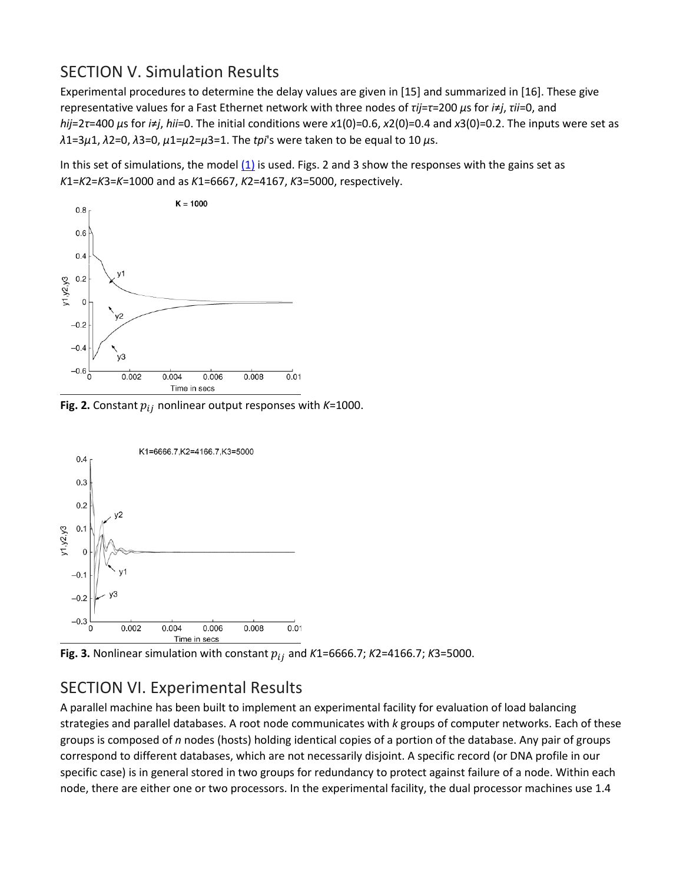## SECTION V. Simulation Results

Experimental procedures to determine the delay values are given in [15] and summarized in [16]. These give representative values for a Fast Ethernet network with three nodes of $\tau_{ij}=\tau=200$ $\mu$s for $i\neq j$, $\tau_{ii}=0$, and $h_{ij}=2\tau=400$ $\mu$s for $i\neq j$, $h_{ii}=0$. The initial conditions were $x_1(0)=0.6$, $x_2(0)=0.4$ and $x_3(0)=0.2$. The inputs were set as $\lambda_1=3\mu_1$, $\lambda_2=0$, $\lambda_3=0$, $\mu_1=\mu_2=\mu_3=1$. The $t_{pi}$'s were taken to be equal to 10 $\mu$s.

In this set of simulations, the model (1) is used. Figs. 2 and 3 show the responses with the gains set as $K_1=K_2=K_3=K=1000$ and as $K_1=6667$, $K_2=4167$, $K_3=5000$, respectively.

**Fig. 2.** Constant $p_{ij}$ nonlinear output responses with $K=1000$.

**Fig. 3.** Nonlinear simulation with constant $p_{ij}$ and $K_1=6666.7$; $K_2=4166.7$; $K_3=5000$.

## SECTION VI. Experimental Results

A parallel machine has been built to implement an experimental facility for evaluation of load balancing strategies and parallel databases. A root node communicates with *k* groups of computer networks. Each of these groups is composed of *n* nodes (hosts) holding identical copies of a portion of the database. Any pair of groups correspond to different databases, which are not necessarily disjoint. A specific record (or DNA profile in our specific case) is in general stored in two groups for redundancy to protect against failure of a node. Within each node, there are either one or two processors. In the experimental facility, the dual processor machines use 1.4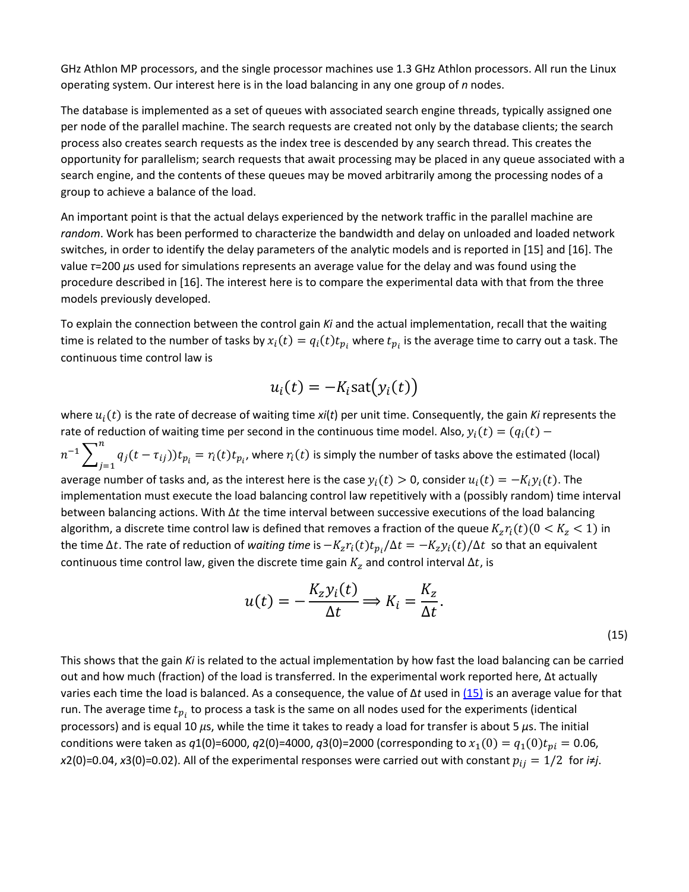GHz Athlon MP processors, and the single processor machines use 1.3 GHz Athlon processors. All run the Linux operating system. Our interest here is in the load balancing in any one group of *n* nodes.

The database is implemented as a set of queues with associated search engine threads, typically assigned one per node of the parallel machine. The search requests are created not only by the database clients; the search process also creates search requests as the index tree is descended by any search thread. This creates the opportunity for parallelism; search requests that await processing may be placed in any queue associated with a search engine, and the contents of these queues may be moved arbitrarily among the processing nodes of a group to achieve a balance of the load.

An important point is that the actual delays experienced by the network traffic in the parallel machine are *random*. Work has been performed to characterize the bandwidth and delay on unloaded and loaded network switches, in order to identify the delay parameters of the analytic models and is reported in [15] and [16]. The value $\tau$=200 $\mu$s used for simulations represents an average value for the delay and was found using the procedure described in [16]. The interest here is to compare the experimental data with that from the three models previously developed.

To explain the connection between the control gain $K_i$ and the actual implementation, recall that the waiting time is related to the number of tasks by $x_i(t) = q_i(t)t_{p_i}$ where $t_{p_i}$ is the average time to carry out a task. The continuous time control law is

$$u_i(t) = -K_i \text{sat}\big(y_i(t)\big)$$

where $u_i(t)$ is the rate of decrease of waiting time $x_i(t)$ per unit time. Consequently, the gain $K_i$ represents the rate of reduction of waiting time per second in the continuous time model. Also, $y_i(t) = (q_i(t) - n^{-1}\sum_{j=1}^{n} q_j(t-\tau_{ij}))t_{p_i} = r_i(t)t_{p_i}$, where $r_i(t)$ is simply the number of tasks above the estimated (local) average number of tasks and, as the interest here is the case $y_i(t) > 0$, consider $u_i(t) = -K_i y_i(t)$. The implementation must execute the load balancing control law repetitively with a (possibly random) time interval between balancing actions. With $\Delta t$ the time interval between successive executions of the load balancing algorithm, a discrete time control law is defined that removes a fraction of the queue $K_z r_i(t) (0 < K_z < 1)$ in the time $\Delta t$. The rate of reduction of *waiting time* is $-K_z r_i(t)t_{p_i}/\Delta t = -K_z y_i(t)/\Delta t$ so that an equivalent continuous time control law, given the discrete time gain $K_z$ and control interval $\Delta t$, is

$$u(t) = -\frac{K_z y_i(t)}{\Delta t} \Longrightarrow K_i = \frac{K_z}{\Delta t}. \tag{15}$$

This shows that the gain $K_i$ is related to the actual implementation by how fast the load balancing can be carried out and how much (fraction) of the load is transferred. In the experimental work reported here, $\Delta t$ actually varies each time the load is balanced. As a consequence, the value of $\Delta t$ used in (15) is an average value for that run. The average time $t_{p_i}$ to process a task is the same on all nodes used for the experiments (identical processors) and is equal 10 $\mu$s, while the time it takes to ready a load for transfer is about 5 $\mu$s. The initial conditions were taken as $q_1(0)$=6000, $q_2(0)$=4000, $q_3(0)$=2000 (corresponding to $x_1(0) = q_1(0)t_{pi} = 0.06$, $x_2(0)$=0.04, $x_3(0)$=0.02). All of the experimental responses were carried out with constant $p_{ij} = 1/2$ for $i \neq j$.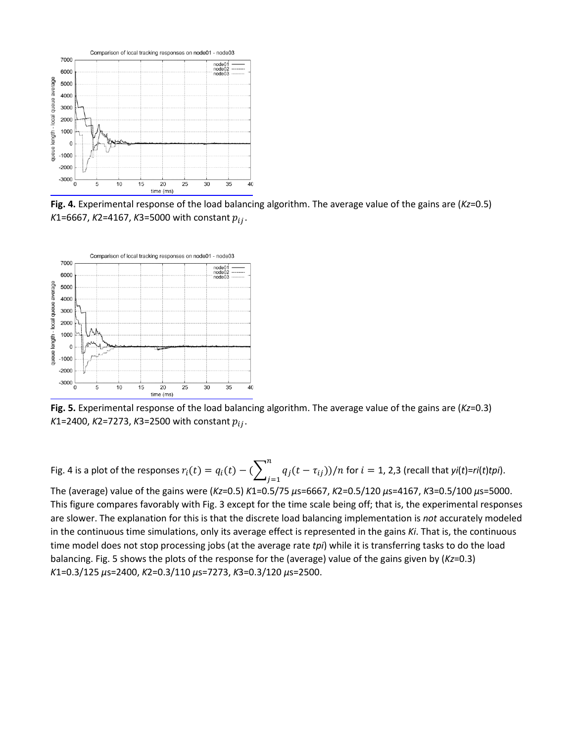**Fig. 4.** Experimental response of the load balancing algorithm. The average value of the gains are ($Kz$=0.5) $K1$=6667, $K2$=4167, $K3$=5000 with constant $p_{ij}$.

**Fig. 5.** Experimental response of the load balancing algorithm. The average value of the gains are ($Kz$=0.3) $K1$=2400, $K2$=7273, $K3$=2500 with constant $p_{ij}$.

Fig. 4 is a plot of the responses $r_i(t) = q_i(t) - (\sum_{j=1}^{n} q_j(t - \tau_{ij}))/n$ for $i = 1, 2, 3$ (recall that $y_i(t) = r_i(t) t_{pi}$). The (average) value of the gains were ($Kz$=0.5) $K1$=0.5/75 $\mu$s=6667, $K2$=0.5/120 $\mu$s=4167, $K3$=0.5/100 $\mu$s=5000. This figure compares favorably with Fig. 3 except for the time scale being off; that is, the experimental responses are slower. The explanation for this is that the discrete load balancing implementation is *not* accurately modeled in the continuous time simulations, only its average effect is represented in the gains $K_i$. That is, the continuous time model does not stop processing jobs (at the average rate $t_{pi}$) while it is transferring tasks to do the load balancing. Fig. 5 shows the plots of the response for the (average) value of the gains given by ($Kz$=0.3) $K1$=0.3/125 $\mu$s=2400, $K2$=0.3/110 $\mu$s=7273, $K3$=0.3/120 $\mu$s=2500.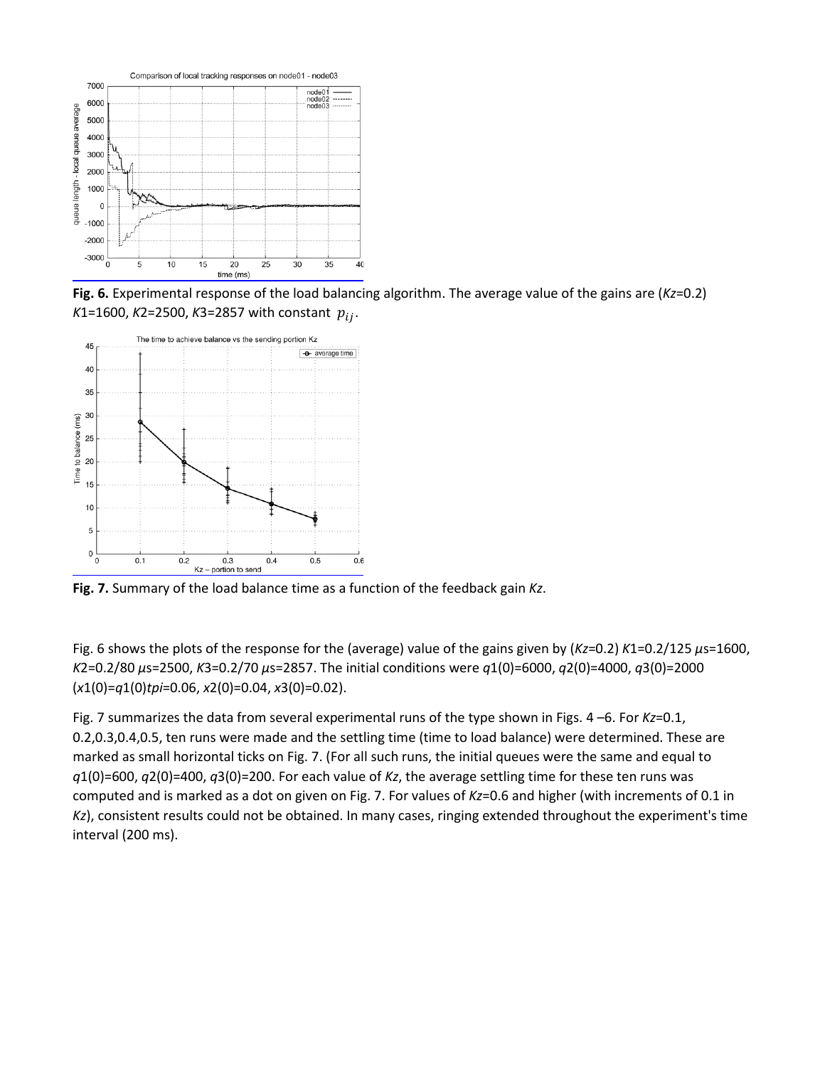**Fig. 6.** Experimental response of the load balancing algorithm. The average value of the gains are ($Kz$=0.2) $K1$=1600, $K2$=2500, $K3$=2857 with constant $p_{ij}$.

**Fig. 7.** Summary of the load balance time as a function of the feedback gain $Kz$.

Fig. 6 shows the plots of the response for the (average) value of the gains given by ($Kz$=0.2) $K1$=0.2/125 $\mu$s=1600, $K2$=0.2/80 $\mu$s=2500, $K3$=0.2/70 $\mu$s=2857. The initial conditions were $q1(0)$=6000, $q2(0)$=4000, $q3(0)$=2000 ($x1(0)$=$q1(0)t_{pi}$=0.06, $x2(0)$=0.04, $x3(0)$=0.02).

Fig. 7 summarizes the data from several experimental runs of the type shown in Figs. 4 –6. For $Kz$=0.1, 0.2,0.3,0.4,0.5, ten runs were made and the settling time (time to load balance) were determined. These are marked as small horizontal ticks on Fig. 7. (For all such runs, the initial queues were the same and equal to $q1(0)$=600, $q2(0)$=400, $q3(0)$=200. For each value of $Kz$, the average settling time for these ten runs was computed and is marked as a dot on given on Fig. 7. For values of $Kz$=0.6 and higher (with increments of 0.1 in $Kz$), consistent results could not be obtained. In many cases, ringing extended throughout the experiment's time interval (200 ms).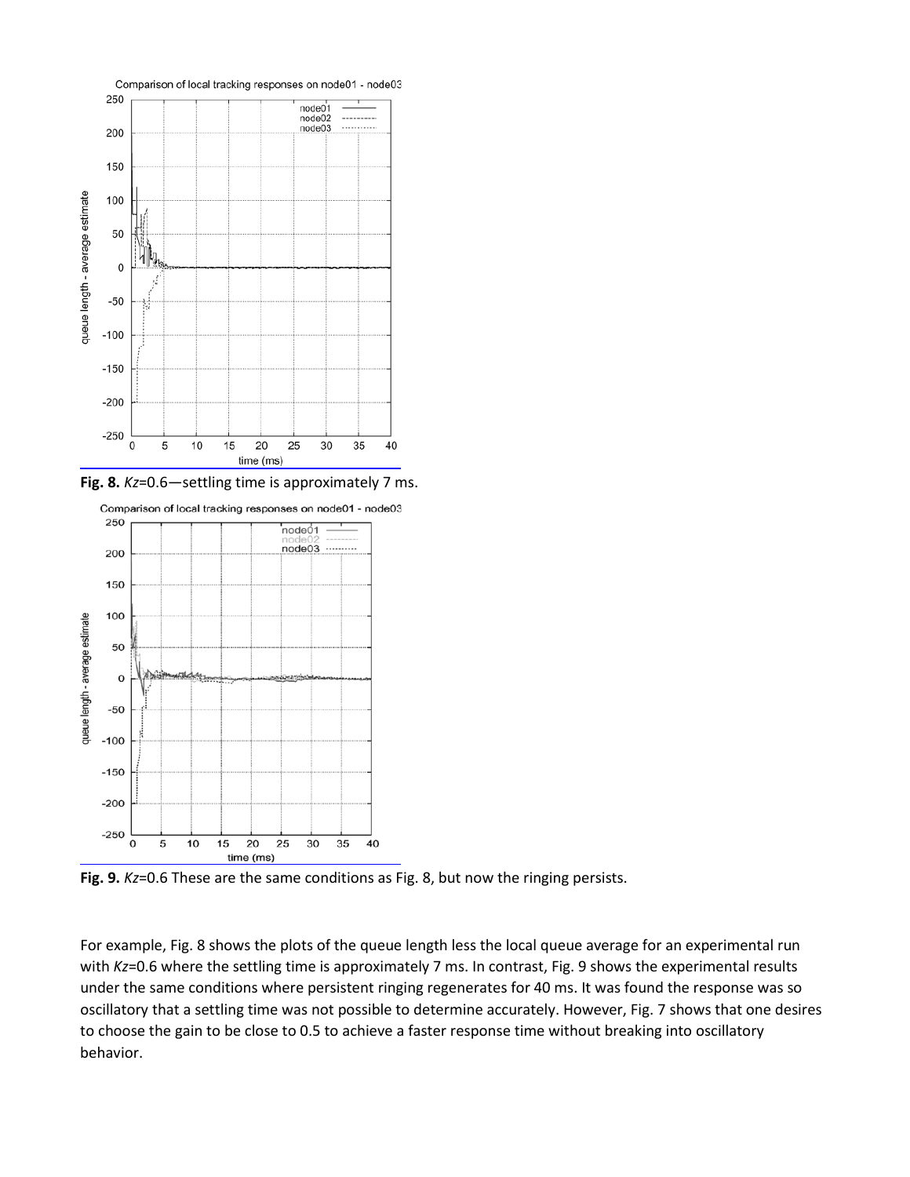**Fig. 8.** *Kz*=0.6—settling time is approximately 7 ms.

**Fig. 9.** *Kz*=0.6 These are the same conditions as Fig. 8, but now the ringing persists.

For example, Fig. 8 shows the plots of the queue length less the local queue average for an experimental run with *Kz*=0.6 where the settling time is approximately 7 ms. In contrast, Fig. 9 shows the experimental results under the same conditions where persistent ringing regenerates for 40 ms. It was found the response was so oscillatory that a settling time was not possible to determine accurately. However, Fig. 7 shows that one desires to choose the gain to be close to 0.5 to achieve a faster response time without breaking into oscillatory behavior.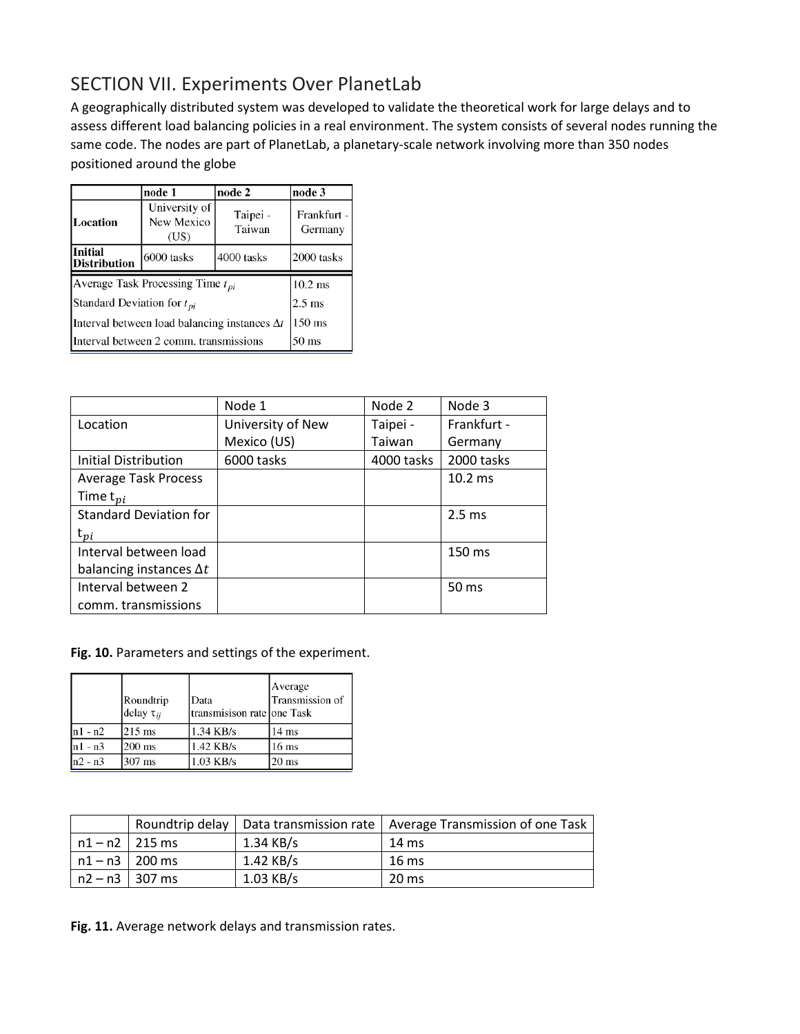## SECTION VII. Experiments Over PlanetLab

A geographically distributed system was developed to validate the theoretical work for large delays and to assess different load balancing policies in a real environment. The system consists of several nodes running the same code. The nodes are part of PlanetLab, a planetary-scale network involving more than 350 nodes positioned around the globe

| | node 1 | node 2 | node 3 |
|---|---|---|---|
| Location | University of New Mexico (US) | Taipei - Taiwan | Frankfurt - Germany |
| Initial Distribution | 6000 tasks | 4000 tasks | 2000 tasks |
| Average Task Processing Time $t_{pi}$ | | | 10.2 ms |
| Standard Deviation for $t_{pi}$ | | | 2.5 ms |
| Interval between load balancing instances $\Delta t$ | | | 150 ms |
| Interval between 2 comm. transmissions | | | 50 ms |

| | Node 1 | Node 2 | Node 3 |
|---|---|---|---|
| Location | University of New Mexico (US) | Taipei - Taiwan | Frankfurt - Germany |
| Initial Distribution | 6000 tasks | 4000 tasks | 2000 tasks |
| Average Task Process Time $t_{pi}$ | | | 10.2 ms |
| Standard Deviation for $t_{pi}$ | | | 2.5 ms |
| Interval between load balancing instances $\Delta t$ | | | 150 ms |
| Interval between 2 comm. transmissions | | | 50 ms |

**Fig. 10.** Parameters and settings of the experiment.

| | Roundtrip delay $\tau_{ij}$ | Data transmisison rate | Average Transmission of one Task |
|---|---|---|---|
| n1 - n2 | 215 ms | 1.34 KB/s | 14 ms |
| n1 - n3 | 200 ms | 1.42 KB/s | 16 ms |
| n2 - n3 | 307 ms | 1.03 KB/s | 20 ms |

| | Roundtrip delay | Data transmission rate | Average Transmission of one Task |
|---|---|---|---|
| n1 – n2 | 215 ms | 1.34 KB/s | 14 ms |
| n1 – n3 | 200 ms | 1.42 KB/s | 16 ms |
| n2 – n3 | 307 ms | 1.03 KB/s | 20 ms |

**Fig. 11.** Average network delays and transmission rates.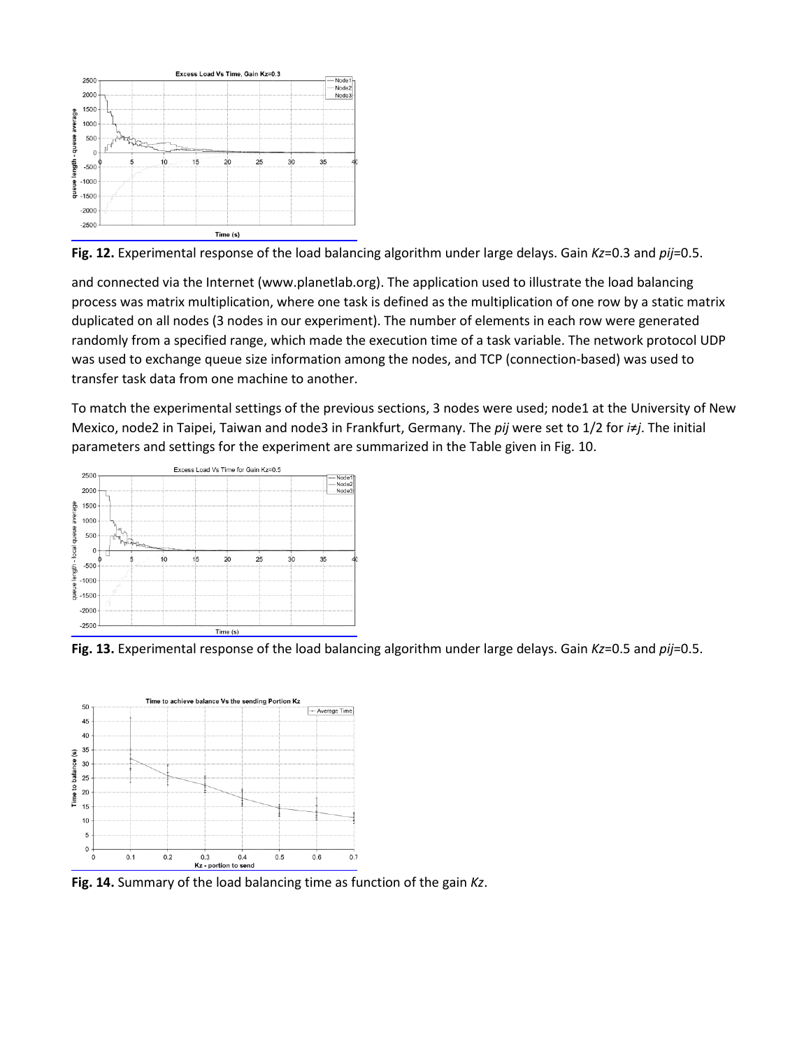**Fig. 12.** Experimental response of the load balancing algorithm under large delays. Gain *Kz*=0.3 and *pij*=0.5.

and connected via the Internet (www.planetlab.org). The application used to illustrate the load balancing process was matrix multiplication, where one task is defined as the multiplication of one row by a static matrix duplicated on all nodes (3 nodes in our experiment). The number of elements in each row were generated randomly from a specified range, which made the execution time of a task variable. The network protocol UDP was used to exchange queue size information among the nodes, and TCP (connection-based) was used to transfer task data from one machine to another.

To match the experimental settings of the previous sections, 3 nodes were used; node1 at the University of New Mexico, node2 in Taipei, Taiwan and node3 in Frankfurt, Germany. The *pij* were set to 1/2 for *i≠j*. The initial parameters and settings for the experiment are summarized in the Table given in Fig. 10.

**Fig. 13.** Experimental response of the load balancing algorithm under large delays. Gain *Kz*=0.5 and *pij*=0.5.

**Fig. 14.** Summary of the load balancing time as function of the gain *Kz*.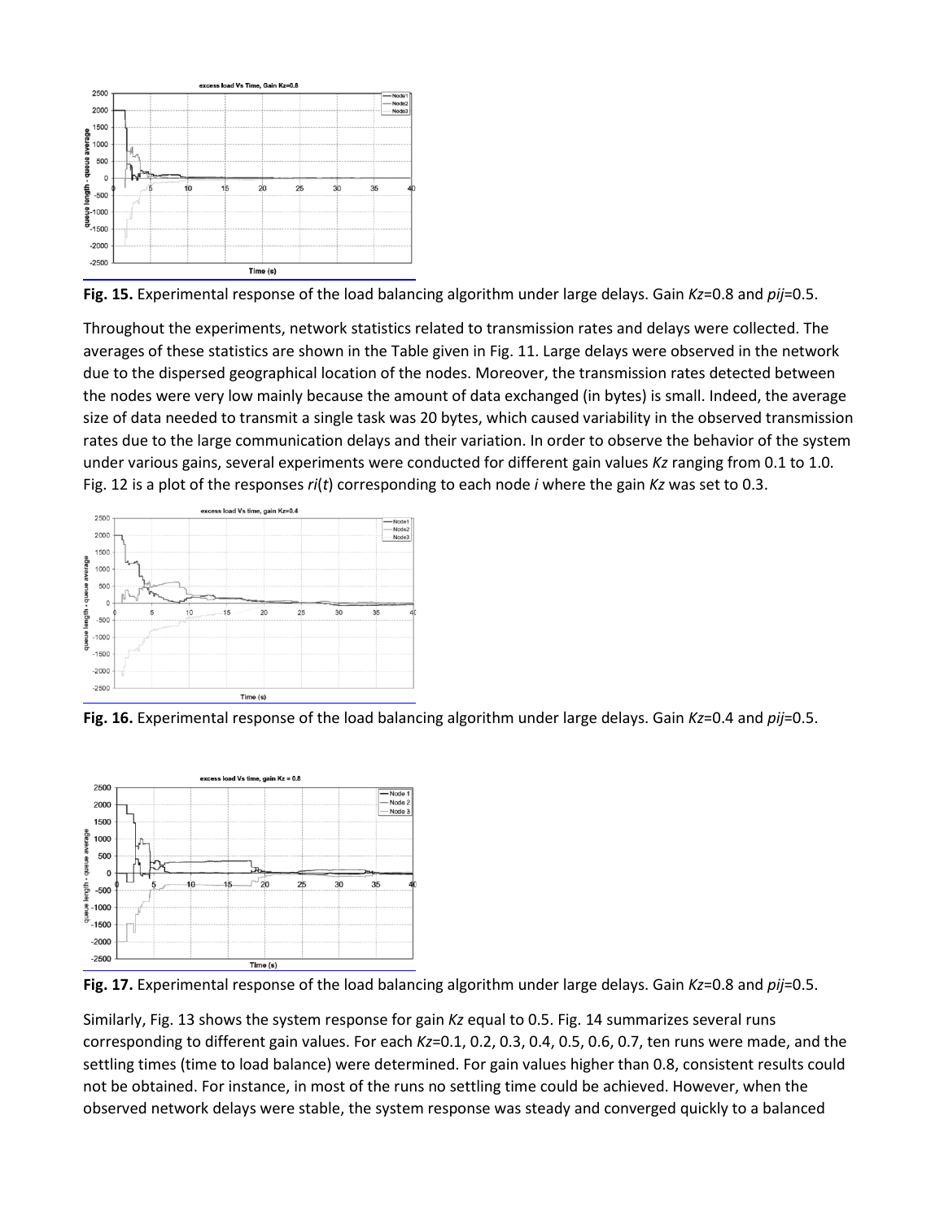**Fig. 15.** Experimental response of the load balancing algorithm under large delays. Gain $Kz$=0.8 and $pij$=0.5.

Throughout the experiments, network statistics related to transmission rates and delays were collected. The averages of these statistics are shown in the Table given in Fig. 11. Large delays were observed in the network due to the dispersed geographical location of the nodes. Moreover, the transmission rates detected between the nodes were very low mainly because the amount of data exchanged (in bytes) is small. Indeed, the average size of data needed to transmit a single task was 20 bytes, which caused variability in the observed transmission rates due to the large communication delays and their variation. In order to observe the behavior of the system under various gains, several experiments were conducted for different gain values $Kz$ ranging from 0.1 to 1.0. Fig. 12 is a plot of the responses $r_i(t)$ corresponding to each node $i$ where the gain $Kz$ was set to 0.3.

**Fig. 16.** Experimental response of the load balancing algorithm under large delays. Gain $Kz$=0.4 and $pij$=0.5.

**Fig. 17.** Experimental response of the load balancing algorithm under large delays. Gain $Kz$=0.8 and $pij$=0.5.

Similarly, Fig. 13 shows the system response for gain $Kz$ equal to 0.5. Fig. 14 summarizes several runs corresponding to different gain values. For each $Kz$=0.1, 0.2, 0.3, 0.4, 0.5, 0.6, 0.7, ten runs were made, and the settling times (time to load balance) were determined. For gain values higher than 0.8, consistent results could not be obtained. For instance, in most of the runs no settling time could be achieved. However, when the observed network delays were stable, the system response was steady and converged quickly to a balanced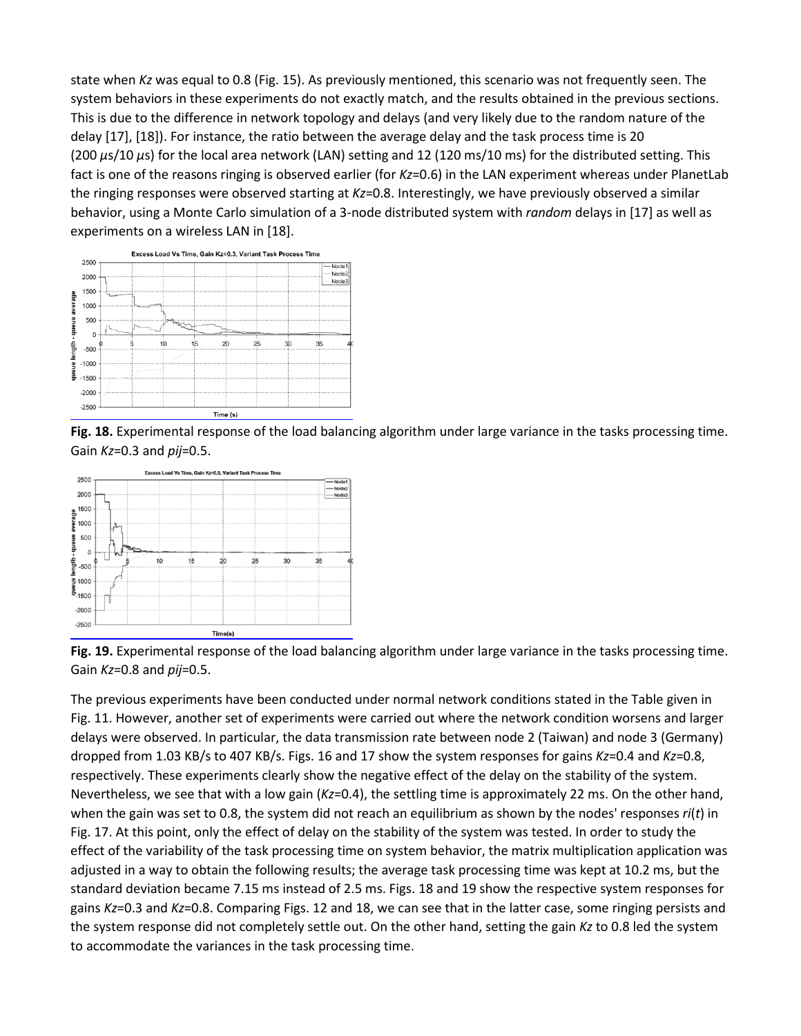state when $Kz$ was equal to 0.8 (Fig. 15). As previously mentioned, this scenario was not frequently seen. The system behaviors in these experiments do not exactly match, and the results obtained in the previous sections. This is due to the difference in network topology and delays (and very likely due to the random nature of the delay [17], [18]). For instance, the ratio between the average delay and the task process time is 20 (200 $\mu$s/10 $\mu$s) for the local area network (LAN) setting and 12 (120 ms/10 ms) for the distributed setting. This fact is one of the reasons ringing is observed earlier (for $Kz$=0.6) in the LAN experiment whereas under PlanetLab the ringing responses were observed starting at $Kz$=0.8. Interestingly, we have previously observed a similar behavior, using a Monte Carlo simulation of a 3-node distributed system with *random* delays in [17] as well as experiments on a wireless LAN in [18].

**Fig. 18.** Experimental response of the load balancing algorithm under large variance in the tasks processing time. Gain $Kz$=0.3 and $pij$=0.5.

**Fig. 19.** Experimental response of the load balancing algorithm under large variance in the tasks processing time. Gain $Kz$=0.8 and $pij$=0.5.

The previous experiments have been conducted under normal network conditions stated in the Table given in Fig. 11. However, another set of experiments were carried out where the network condition worsens and larger delays were observed. In particular, the data transmission rate between node 2 (Taiwan) and node 3 (Germany) dropped from 1.03 KB/s to 407 KB/s. Figs. 16 and 17 show the system responses for gains $Kz$=0.4 and $Kz$=0.8, respectively. These experiments clearly show the negative effect of the delay on the stability of the system. Nevertheless, we see that with a low gain ($Kz$=0.4), the settling time is approximately 22 ms. On the other hand, when the gain was set to 0.8, the system did not reach an equilibrium as shown by the nodes' responses $ri(t)$ in Fig. 17. At this point, only the effect of delay on the stability of the system was tested. In order to study the effect of the variability of the task processing time on system behavior, the matrix multiplication application was adjusted in a way to obtain the following results; the average task processing time was kept at 10.2 ms, but the standard deviation became 7.15 ms instead of 2.5 ms. Figs. 18 and 19 show the respective system responses for gains $Kz$=0.3 and $Kz$=0.8. Comparing Figs. 12 and 18, we can see that in the latter case, some ringing persists and the system response did not completely settle out. On the other hand, setting the gain $Kz$ to 0.8 led the system to accommodate the variances in the task processing time.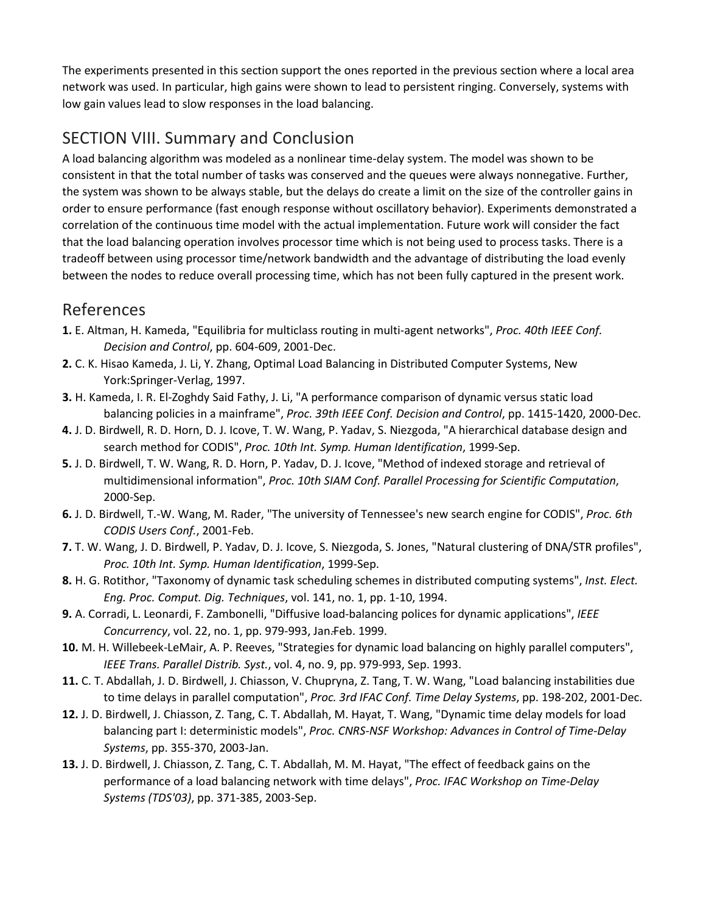The experiments presented in this section support the ones reported in the previous section where a local area network was used. In particular, high gains were shown to lead to persistent ringing. Conversely, systems with low gain values lead to slow responses in the load balancing.

## SECTION VIII. Summary and Conclusion

A load balancing algorithm was modeled as a nonlinear time-delay system. The model was shown to be consistent in that the total number of tasks was conserved and the queues were always nonnegative. Further, the system was shown to be always stable, but the delays do create a limit on the size of the controller gains in order to ensure performance (fast enough response without oscillatory behavior). Experiments demonstrated a correlation of the continuous time model with the actual implementation. Future work will consider the fact that the load balancing operation involves processor time which is not being used to process tasks. There is a tradeoff between using processor time/network bandwidth and the advantage of distributing the load evenly between the nodes to reduce overall processing time, which has not been fully captured in the present work.

## References

**1.** E. Altman, H. Kameda, "Equilibria for multiclass routing in multi-agent networks", *Proc. 40th IEEE Conf. Decision and Control*, pp. 604-609, 2001-Dec.

**2.** C. K. Hisao Kameda, J. Li, Y. Zhang, Optimal Load Balancing in Distributed Computer Systems, New York:Springer-Verlag, 1997.

**3.** H. Kameda, I. R. El-Zoghdy Said Fathy, J. Li, "A performance comparison of dynamic versus static load balancing policies in a mainframe", *Proc. 39th IEEE Conf. Decision and Control*, pp. 1415-1420, 2000-Dec.

**4.** J. D. Birdwell, R. D. Horn, D. J. Icove, T. W. Wang, P. Yadav, S. Niezgoda, "A hierarchical database design and search method for CODIS", *Proc. 10th Int. Symp. Human Identification*, 1999-Sep.

**5.** J. D. Birdwell, T. W. Wang, R. D. Horn, P. Yadav, D. J. Icove, "Method of indexed storage and retrieval of multidimensional information", *Proc. 10th SIAM Conf. Parallel Processing for Scientific Computation*, 2000-Sep.

**6.** J. D. Birdwell, T.-W. Wang, M. Rader, "The university of Tennessee's new search engine for CODIS", *Proc. 6th CODIS Users Conf.*, 2001-Feb.

**7.** T. W. Wang, J. D. Birdwell, P. Yadav, D. J. Icove, S. Niezgoda, S. Jones, "Natural clustering of DNA/STR profiles", *Proc. 10th Int. Symp. Human Identification*, 1999-Sep.

**8.** H. G. Rotithor, "Taxonomy of dynamic task scheduling schemes in distributed computing systems", *Inst. Elect. Eng. Proc. Comput. Dig. Techniques*, vol. 141, no. 1, pp. 1-10, 1994.

**9.** A. Corradi, L. Leonardi, F. Zambonelli, "Diffusive load-balancing polices for dynamic applications", *IEEE Concurrency*, vol. 22, no. 1, pp. 979-993, Jan.-Feb. 1999.

**10.** M. H. Willebeek-LeMair, A. P. Reeves, "Strategies for dynamic load balancing on highly parallel computers", *IEEE Trans. Parallel Distrib. Syst.*, vol. 4, no. 9, pp. 979-993, Sep. 1993.

**11.** C. T. Abdallah, J. D. Birdwell, J. Chiasson, V. Chupryna, Z. Tang, T. W. Wang, "Load balancing instabilities due to time delays in parallel computation", *Proc. 3rd IFAC Conf. Time Delay Systems*, pp. 198-202, 2001-Dec.

**12.** J. D. Birdwell, J. Chiasson, Z. Tang, C. T. Abdallah, M. Hayat, T. Wang, "Dynamic time delay models for load balancing part I: deterministic models", *Proc. CNRS-NSF Workshop: Advances in Control of Time-Delay Systems*, pp. 355-370, 2003-Jan.

**13.** J. D. Birdwell, J. Chiasson, Z. Tang, C. T. Abdallah, M. M. Hayat, "The effect of feedback gains on the performance of a load balancing network with time delays", *Proc. IFAC Workshop on Time-Delay Systems (TDS'03)*, pp. 371-385, 2003-Sep.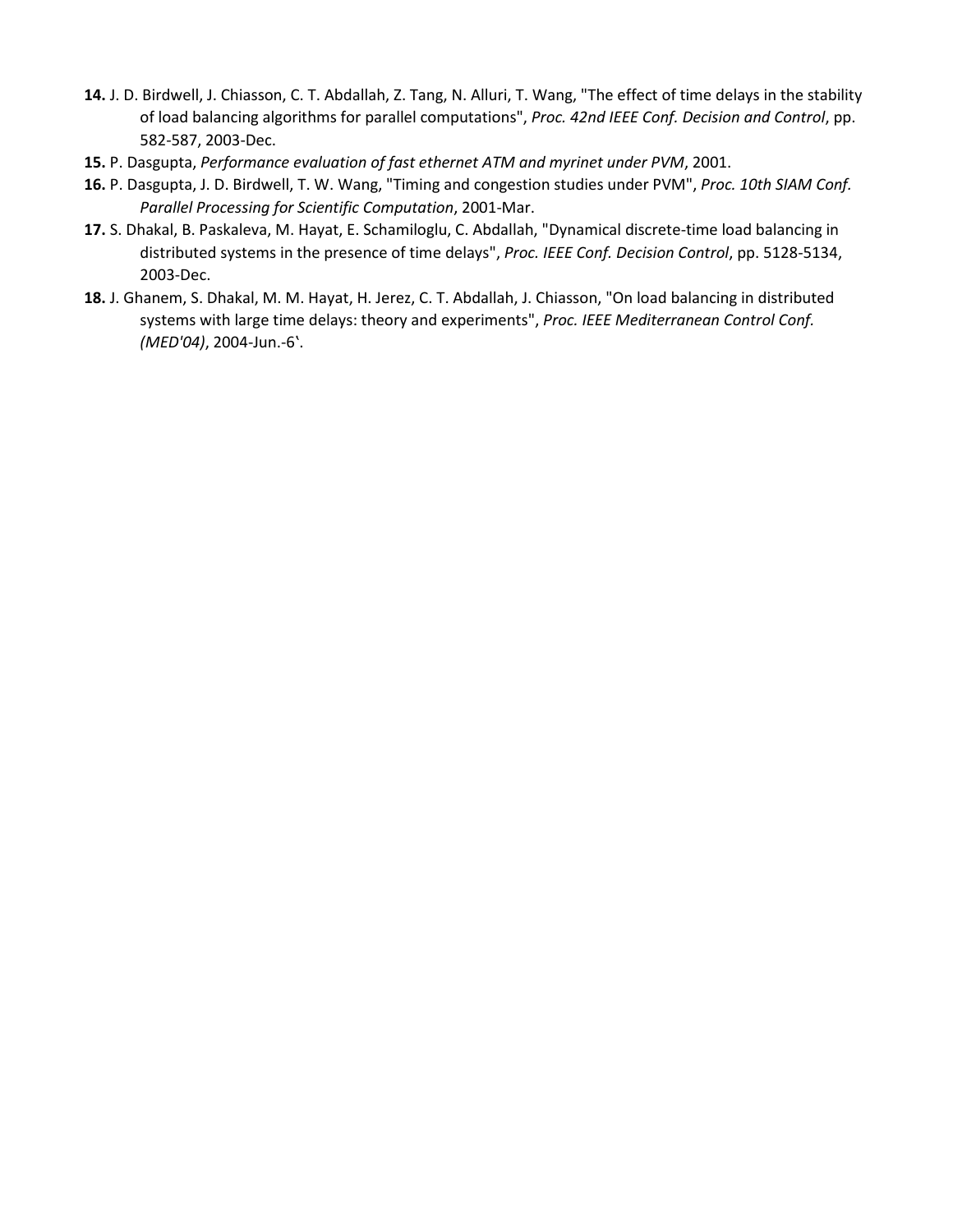**14.** J. D. Birdwell, J. Chiasson, C. T. Abdallah, Z. Tang, N. Alluri, T. Wang, "The effect of time delays in the stability of load balancing algorithms for parallel computations", *Proc. 42nd IEEE Conf. Decision and Control*, pp. 582-587, 2003-Dec.

**15.** P. Dasgupta, *Performance evaluation of fast ethernet ATM and myrinet under PVM*, 2001.

**16.** P. Dasgupta, J. D. Birdwell, T. W. Wang, "Timing and congestion studies under PVM", *Proc. 10th SIAM Conf. Parallel Processing for Scientific Computation*, 2001-Mar.

**17.** S. Dhakal, B. Paskaleva, M. Hayat, E. Schamiloglu, C. Abdallah, "Dynamical discrete-time load balancing in distributed systems in the presence of time delays", *Proc. IEEE Conf. Decision Control*, pp. 5128-5134, 2003-Dec.

**18.** J. Ghanem, S. Dhakal, M. M. Hayat, H. Jerez, C. T. Abdallah, J. Chiasson, "On load balancing in distributed systems with large time delays: theory and experiments", *Proc. IEEE Mediterranean Control Conf. (MED'04)*, 2004-Jun.-6‵.